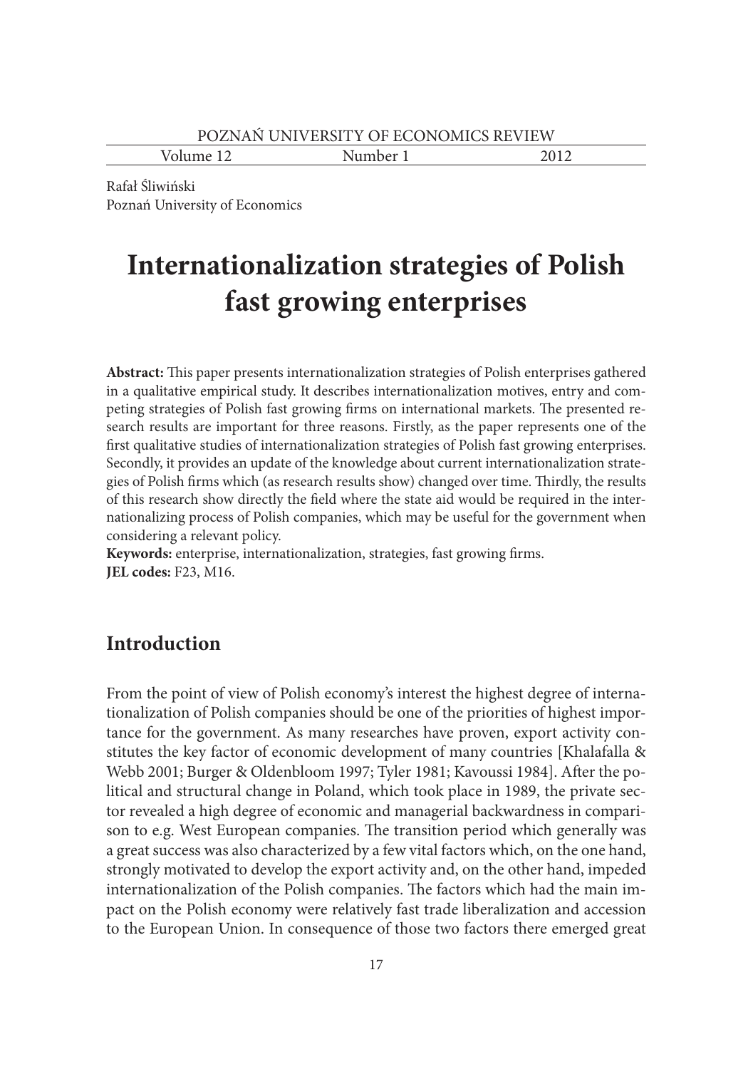Rafał Śliwiński
Poznań University of Economics

# Internationalization strategies of Polish fast growing enterprises

**Abstract:** This paper presents internationalization strategies of Polish enterprises gathered in a qualitative empirical study. It describes internationalization motives, entry and competing strategies of Polish fast growing firms on international markets. The presented research results are important for three reasons. Firstly, as the paper represents one of the first qualitative studies of internationalization strategies of Polish fast growing enterprises. Secondly, it provides an update of the knowledge about current internationalization strategies of Polish firms which (as research results show) changed over time. Thirdly, the results of this research show directly the field where the state aid would be required in the internationalizing process of Polish companies, which may be useful for the government when considering a relevant policy.

**Keywords:** enterprise, internationalization, strategies, fast growing firms.

**JEL codes:** F23, M16.

## Introduction

From the point of view of Polish economy's interest the highest degree of internationalization of Polish companies should be one of the priorities of highest importance for the government. As many researches have proven, export activity constitutes the key factor of economic development of many countries [Khalafalla & Webb 2001; Burger & Oldenbloom 1997; Tyler 1981; Kavoussi 1984]. After the political and structural change in Poland, which took place in 1989, the private sector revealed a high degree of economic and managerial backwardness in comparison to e.g. West European companies. The transition period which generally was a great success was also characterized by a few vital factors which, on the one hand, strongly motivated to develop the export activity and, on the other hand, impeded internationalization of the Polish companies. The factors which had the main impact on the Polish economy were relatively fast trade liberalization and accession to the European Union. In consequence of those two factors there emerged great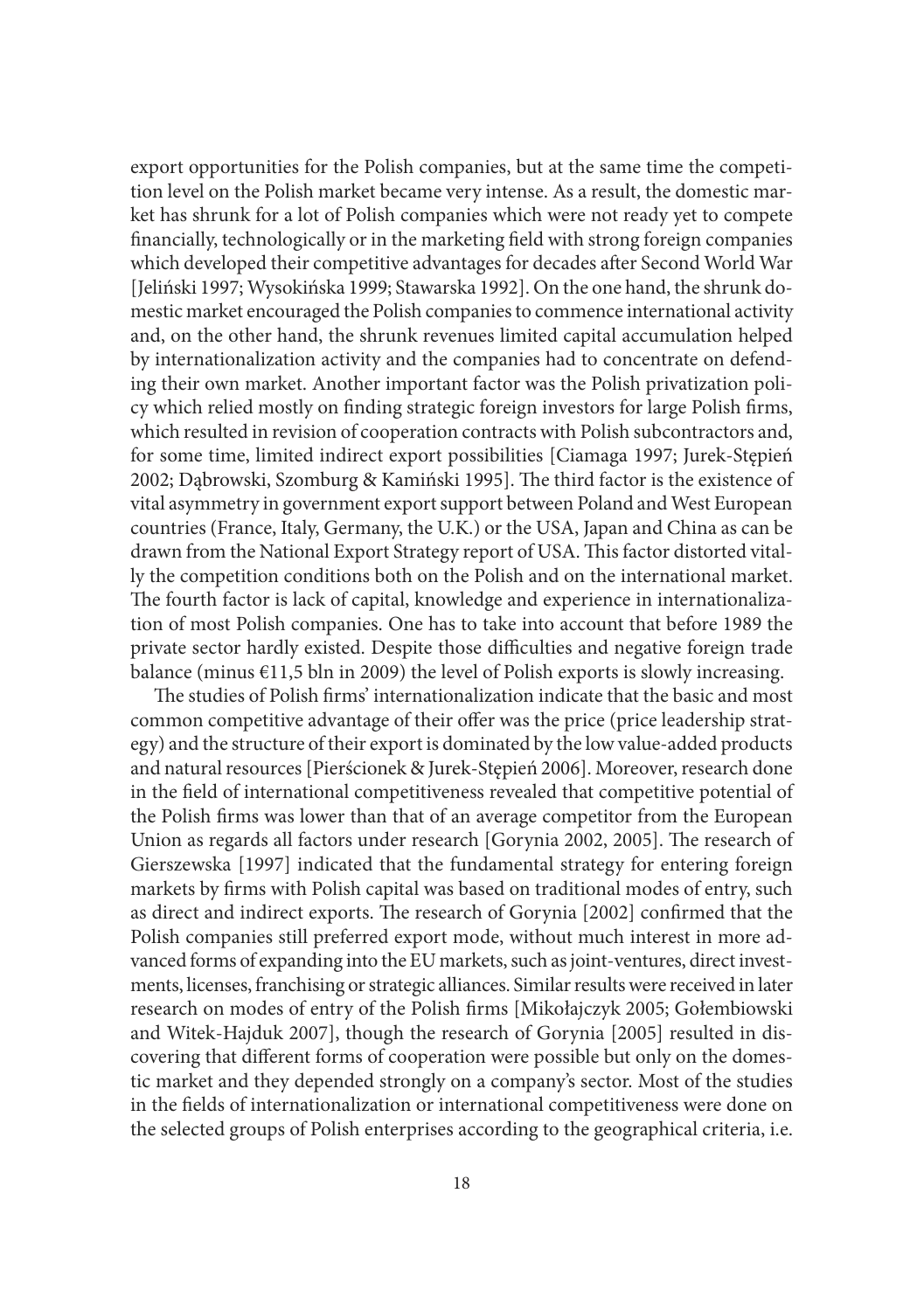export opportunities for the Polish companies, but at the same time the competition level on the Polish market became very intense. As a result, the domestic market has shrunk for a lot of Polish companies which were not ready yet to compete financially, technologically or in the marketing field with strong foreign companies which developed their competitive advantages for decades after Second World War [Jeliński 1997; Wysokińska 1999; Stawarska 1992]. On the one hand, the shrunk domestic market encouraged the Polish companies to commence international activity and, on the other hand, the shrunk revenues limited capital accumulation helped by internationalization activity and the companies had to concentrate on defending their own market. Another important factor was the Polish privatization policy which relied mostly on finding strategic foreign investors for large Polish firms, which resulted in revision of cooperation contracts with Polish subcontractors and, for some time, limited indirect export possibilities [Ciamaga 1997; Jurek-Stępień 2002; Dąbrowski, Szomburg & Kamiński 1995]. The third factor is the existence of vital asymmetry in government export support between Poland and West European countries (France, Italy, Germany, the U.K.) or the USA, Japan and China as can be drawn from the National Export Strategy report of USA. This factor distorted vitally the competition conditions both on the Polish and on the international market. The fourth factor is lack of capital, knowledge and experience in internationalization of most Polish companies. One has to take into account that before 1989 the private sector hardly existed. Despite those difficulties and negative foreign trade balance (minus €11,5 bln in 2009) the level of Polish exports is slowly increasing.

The studies of Polish firms' internationalization indicate that the basic and most common competitive advantage of their offer was the price (price leadership strategy) and the structure of their export is dominated by the low value-added products and natural resources [Pierścionek & Jurek-Stępień 2006]. Moreover, research done in the field of international competitiveness revealed that competitive potential of the Polish firms was lower than that of an average competitor from the European Union as regards all factors under research [Gorynia 2002, 2005]. The research of Gierszewska [1997] indicated that the fundamental strategy for entering foreign markets by firms with Polish capital was based on traditional modes of entry, such as direct and indirect exports. The research of Gorynia [2002] confirmed that the Polish companies still preferred export mode, without much interest in more advanced forms of expanding into the EU markets, such as joint-ventures, direct investments, licenses, franchising or strategic alliances. Similar results were received in later research on modes of entry of the Polish firms [Mikołajczyk 2005; Gołembiowski and Witek-Hajduk 2007], though the research of Gorynia [2005] resulted in discovering that different forms of cooperation were possible but only on the domestic market and they depended strongly on a company's sector. Most of the studies in the fields of internationalization or international competitiveness were done on the selected groups of Polish enterprises according to the geographical criteria, i.e.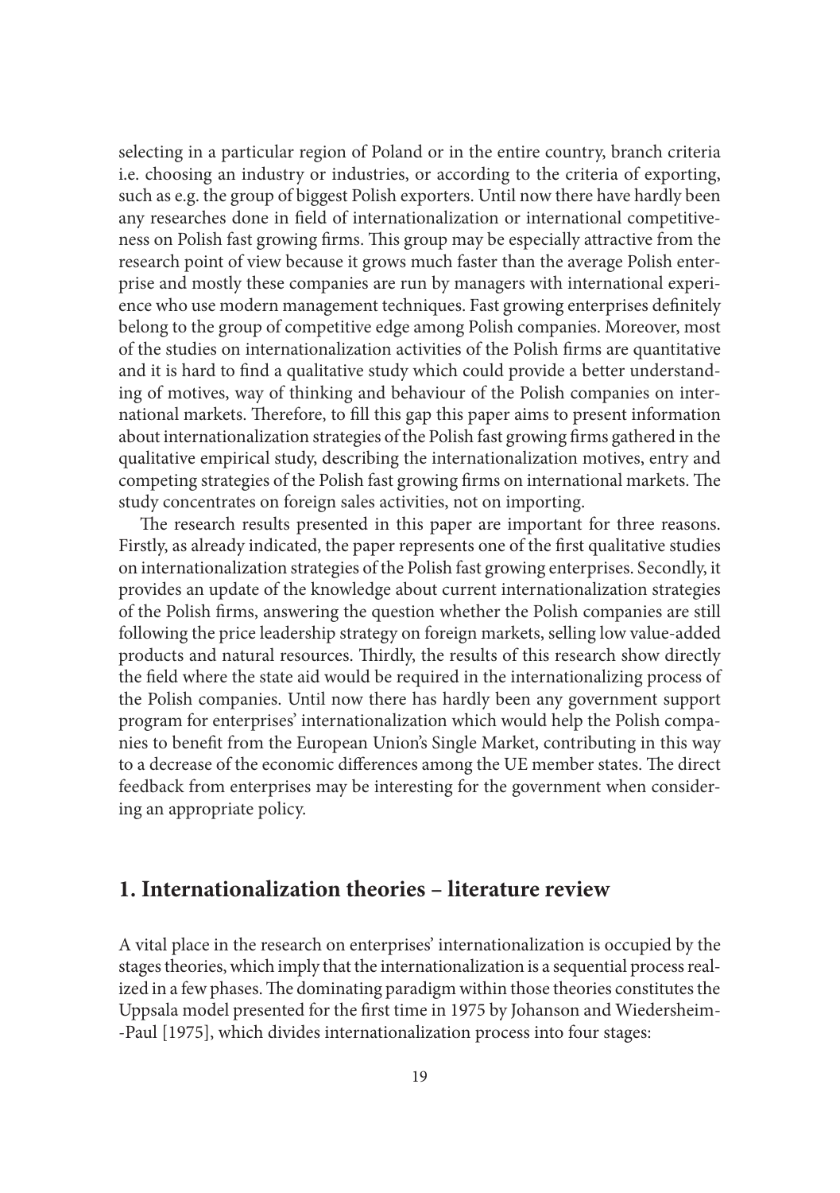selecting in a particular region of Poland or in the entire country, branch criteria i.e. choosing an industry or industries, or according to the criteria of exporting, such as e.g. the group of biggest Polish exporters. Until now there have hardly been any researches done in field of internationalization or international competitiveness on Polish fast growing firms. This group may be especially attractive from the research point of view because it grows much faster than the average Polish enterprise and mostly these companies are run by managers with international experience who use modern management techniques. Fast growing enterprises definitely belong to the group of competitive edge among Polish companies. Moreover, most of the studies on internationalization activities of the Polish firms are quantitative and it is hard to find a qualitative study which could provide a better understanding of motives, way of thinking and behaviour of the Polish companies on international markets. Therefore, to fill this gap this paper aims to present information about internationalization strategies of the Polish fast growing firms gathered in the qualitative empirical study, describing the internationalization motives, entry and competing strategies of the Polish fast growing firms on international markets. The study concentrates on foreign sales activities, not on importing.

The research results presented in this paper are important for three reasons. Firstly, as already indicated, the paper represents one of the first qualitative studies on internationalization strategies of the Polish fast growing enterprises. Secondly, it provides an update of the knowledge about current internationalization strategies of the Polish firms, answering the question whether the Polish companies are still following the price leadership strategy on foreign markets, selling low value-added products and natural resources. Thirdly, the results of this research show directly the field where the state aid would be required in the internationalizing process of the Polish companies. Until now there has hardly been any government support program for enterprises' internationalization which would help the Polish companies to benefit from the European Union's Single Market, contributing in this way to a decrease of the economic differences among the UE member states. The direct feedback from enterprises may be interesting for the government when considering an appropriate policy.

## 1. Internationalization theories – literature review

A vital place in the research on enterprises' internationalization is occupied by the stages theories, which imply that the internationalization is a sequential process realized in a few phases. The dominating paradigm within those theories constitutes the Uppsala model presented for the first time in 1975 by Johanson and Wiedersheim-Paul [1975], which divides internationalization process into four stages: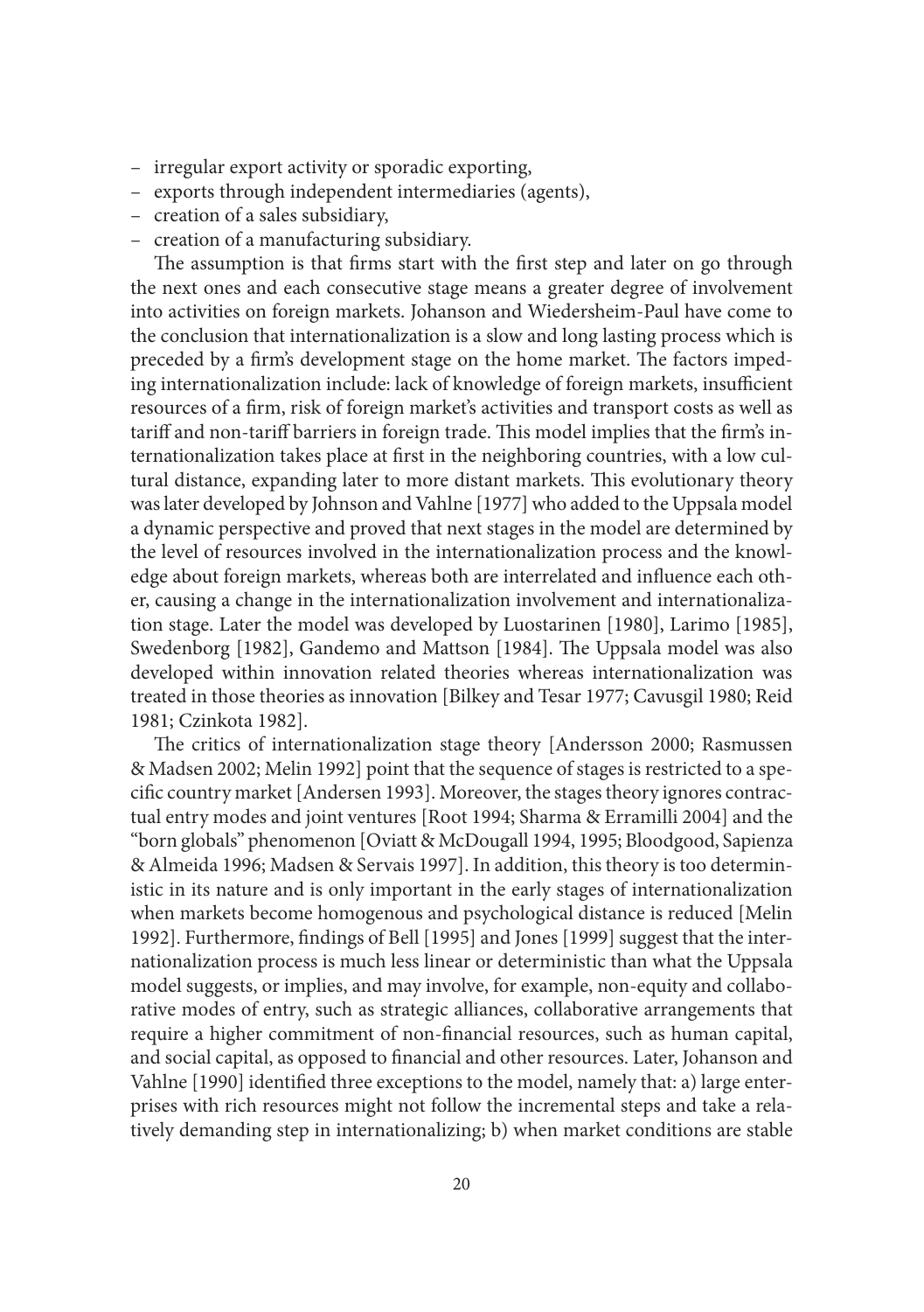- irregular export activity or sporadic exporting,
- exports through independent intermediaries (agents),
- creation of a sales subsidiary,
- creation of a manufacturing subsidiary.

The assumption is that firms start with the first step and later on go through the next ones and each consecutive stage means a greater degree of involvement into activities on foreign markets. Johanson and Wiedersheim-Paul have come to the conclusion that internationalization is a slow and long lasting process which is preceded by a firm's development stage on the home market. The factors impeding internationalization include: lack of knowledge of foreign markets, insufficient resources of a firm, risk of foreign market's activities and transport costs as well as tariff and non-tariff barriers in foreign trade. This model implies that the firm's internationalization takes place at first in the neighboring countries, with a low cultural distance, expanding later to more distant markets. This evolutionary theory was later developed by Johnson and Vahlne [1977] who added to the Uppsala model a dynamic perspective and proved that next stages in the model are determined by the level of resources involved in the internationalization process and the knowledge about foreign markets, whereas both are interrelated and influence each other, causing a change in the internationalization involvement and internationalization stage. Later the model was developed by Luostarinen [1980], Larimo [1985], Swedenborg [1982], Gandemo and Mattson [1984]. The Uppsala model was also developed within innovation related theories whereas internationalization was treated in those theories as innovation [Bilkey and Tesar 1977; Cavusgil 1980; Reid 1981; Czinkota 1982].

The critics of internationalization stage theory [Andersson 2000; Rasmussen & Madsen 2002; Melin 1992] point that the sequence of stages is restricted to a specific country market [Andersen 1993]. Moreover, the stages theory ignores contractual entry modes and joint ventures [Root 1994; Sharma & Erramilli 2004] and the "born globals" phenomenon [Oviatt & McDougall 1994, 1995; Bloodgood, Sapienza & Almeida 1996; Madsen & Servais 1997]. In addition, this theory is too deterministic in its nature and is only important in the early stages of internationalization when markets become homogenous and psychological distance is reduced [Melin 1992]. Furthermore, findings of Bell [1995] and Jones [1999] suggest that the internationalization process is much less linear or deterministic than what the Uppsala model suggests, or implies, and may involve, for example, non-equity and collaborative modes of entry, such as strategic alliances, collaborative arrangements that require a higher commitment of non-financial resources, such as human capital, and social capital, as opposed to financial and other resources. Later, Johanson and Vahlne [1990] identified three exceptions to the model, namely that: a) large enterprises with rich resources might not follow the incremental steps and take a relatively demanding step in internationalizing; b) when market conditions are stable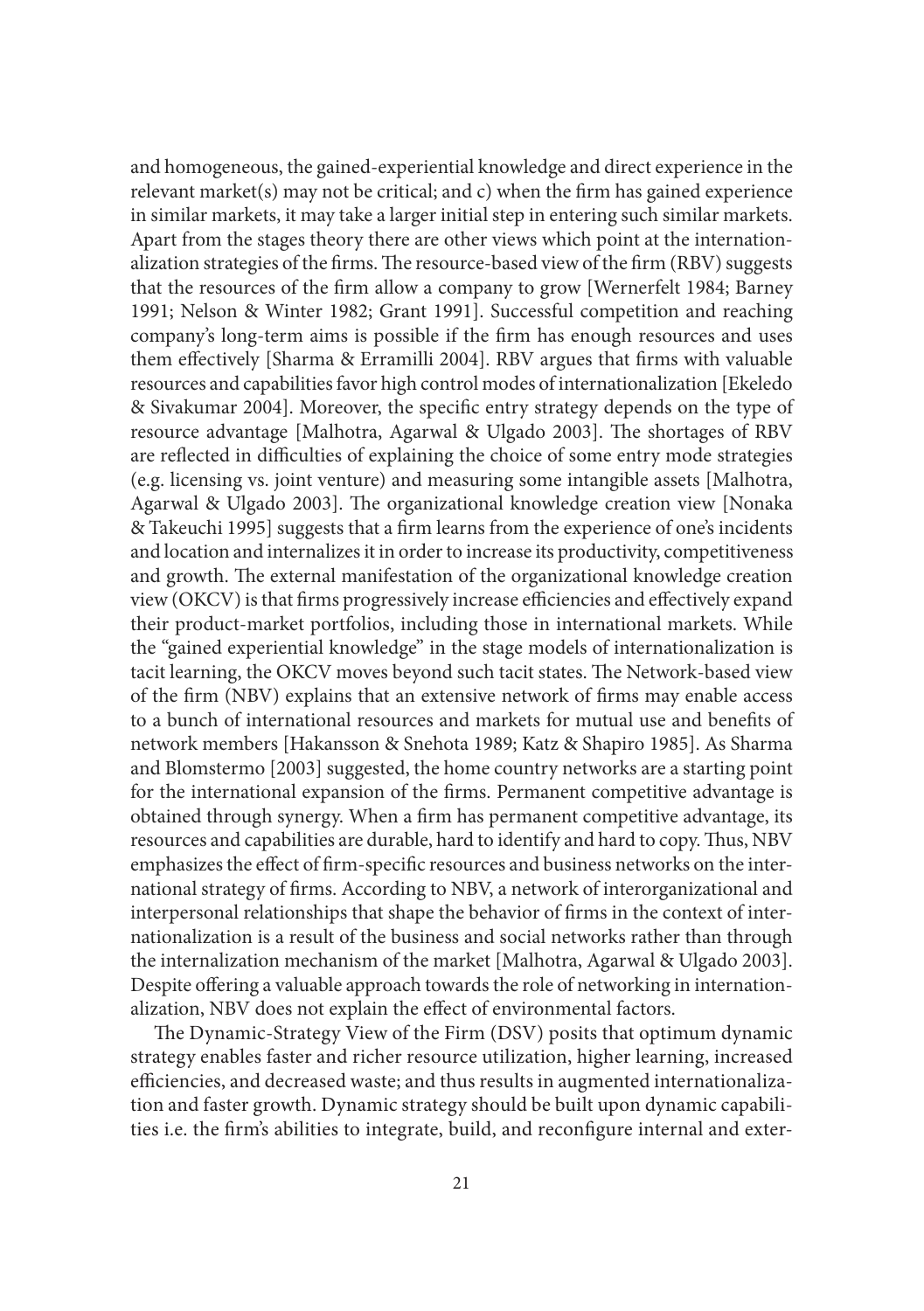and homogeneous, the gained-experiential knowledge and direct experience in the relevant market(s) may not be critical; and c) when the firm has gained experience in similar markets, it may take a larger initial step in entering such similar markets. Apart from the stages theory there are other views which point at the internationalization strategies of the firms. The resource-based view of the firm (RBV) suggests that the resources of the firm allow a company to grow [Wernerfelt 1984; Barney 1991; Nelson & Winter 1982; Grant 1991]. Successful competition and reaching company's long-term aims is possible if the firm has enough resources and uses them effectively [Sharma & Erramilli 2004]. RBV argues that firms with valuable resources and capabilities favor high control modes of internationalization [Ekeledo & Sivakumar 2004]. Moreover, the specific entry strategy depends on the type of resource advantage [Malhotra, Agarwal & Ulgado 2003]. The shortages of RBV are reflected in difficulties of explaining the choice of some entry mode strategies (e.g. licensing vs. joint venture) and measuring some intangible assets [Malhotra, Agarwal & Ulgado 2003]. The organizational knowledge creation view [Nonaka & Takeuchi 1995] suggests that a firm learns from the experience of one's incidents and location and internalizes it in order to increase its productivity, competitiveness and growth. The external manifestation of the organizational knowledge creation view (OKCV) is that firms progressively increase efficiencies and effectively expand their product-market portfolios, including those in international markets. While the "gained experiential knowledge" in the stage models of internationalization is tacit learning, the OKCV moves beyond such tacit states. The Network-based view of the firm (NBV) explains that an extensive network of firms may enable access to a bunch of international resources and markets for mutual use and benefits of network members [Hakansson & Snehota 1989; Katz & Shapiro 1985]. As Sharma and Blomstermo [2003] suggested, the home country networks are a starting point for the international expansion of the firms. Permanent competitive advantage is obtained through synergy. When a firm has permanent competitive advantage, its resources and capabilities are durable, hard to identify and hard to copy. Thus, NBV emphasizes the effect of firm-specific resources and business networks on the international strategy of firms. According to NBV, a network of interorganizational and interpersonal relationships that shape the behavior of firms in the context of internationalization is a result of the business and social networks rather than through the internalization mechanism of the market [Malhotra, Agarwal & Ulgado 2003]. Despite offering a valuable approach towards the role of networking in internationalization, NBV does not explain the effect of environmental factors.

The Dynamic-Strategy View of the Firm (DSV) posits that optimum dynamic strategy enables faster and richer resource utilization, higher learning, increased efficiencies, and decreased waste; and thus results in augmented internationalization and faster growth. Dynamic strategy should be built upon dynamic capabilities i.e. the firm's abilities to integrate, build, and reconfigure internal and exter-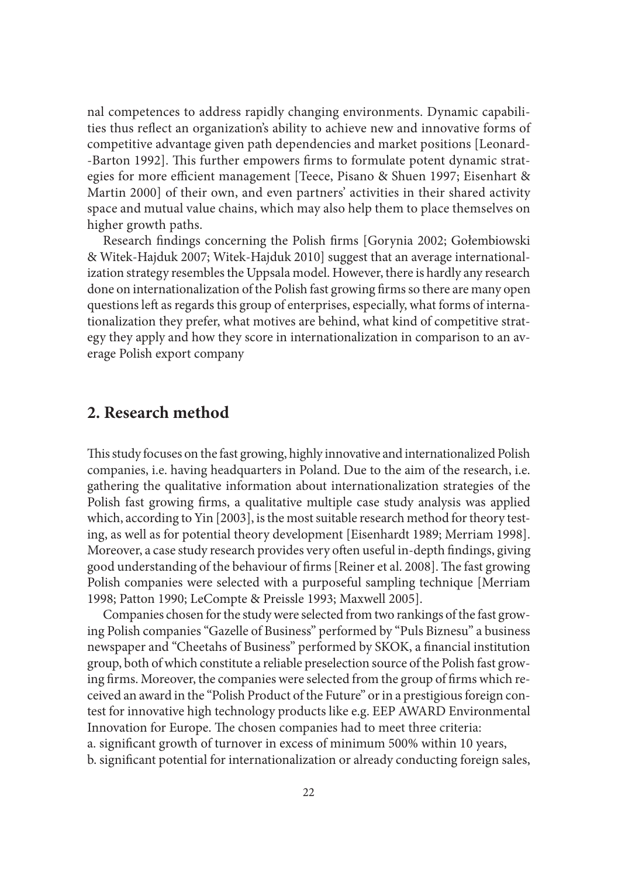nal competences to address rapidly changing environments. Dynamic capabilities thus reflect an organization's ability to achieve new and innovative forms of competitive advantage given path dependencies and market positions [Leonard--Barton 1992]. This further empowers firms to formulate potent dynamic strategies for more efficient management [Teece, Pisano & Shuen 1997; Eisenhart & Martin 2000] of their own, and even partners' activities in their shared activity space and mutual value chains, which may also help them to place themselves on higher growth paths.

Research findings concerning the Polish firms [Gorynia 2002; Gołembiowski & Witek-Hajduk 2007; Witek-Hajduk 2010] suggest that an average internationalization strategy resembles the Uppsala model. However, there is hardly any research done on internationalization of the Polish fast growing firms so there are many open questions left as regards this group of enterprises, especially, what forms of internationalization they prefer, what motives are behind, what kind of competitive strategy they apply and how they score in internationalization in comparison to an average Polish export company

## 2. Research method

This study focuses on the fast growing, highly innovative and internationalized Polish companies, i.e. having headquarters in Poland. Due to the aim of the research, i.e. gathering the qualitative information about internationalization strategies of the Polish fast growing firms, a qualitative multiple case study analysis was applied which, according to Yin [2003], is the most suitable research method for theory testing, as well as for potential theory development [Eisenhardt 1989; Merriam 1998]. Moreover, a case study research provides very often useful in-depth findings, giving good understanding of the behaviour of firms [Reiner et al. 2008]. The fast growing Polish companies were selected with a purposeful sampling technique [Merriam 1998; Patton 1990; LeCompte & Preissle 1993; Maxwell 2005].

Companies chosen for the study were selected from two rankings of the fast growing Polish companies "Gazelle of Business" performed by "Puls Biznesu" a business newspaper and "Cheetahs of Business" performed by SKOK, a financial institution group, both of which constitute a reliable preselection source of the Polish fast growing firms. Moreover, the companies were selected from the group of firms which received an award in the "Polish Product of the Future" or in a prestigious foreign contest for innovative high technology products like e.g. EEP AWARD Environmental Innovation for Europe. The chosen companies had to meet three criteria:

a. significant growth of turnover in excess of minimum 500% within 10 years,
b. significant potential for internationalization or already conducting foreign sales,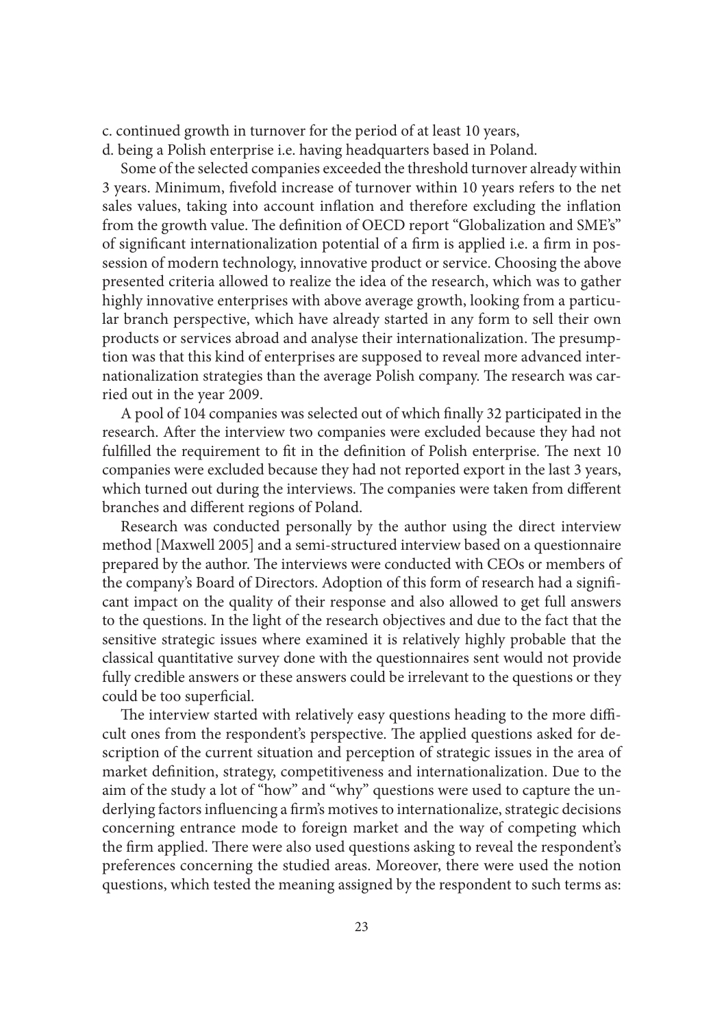c. continued growth in turnover for the period of at least 10 years,

d. being a Polish enterprise i.e. having headquarters based in Poland.

Some of the selected companies exceeded the threshold turnover already within 3 years. Minimum, fivefold increase of turnover within 10 years refers to the net sales values, taking into account inflation and therefore excluding the inflation from the growth value. The definition of OECD report "Globalization and SME's" of significant internationalization potential of a firm is applied i.e. a firm in possession of modern technology, innovative product or service. Choosing the above presented criteria allowed to realize the idea of the research, which was to gather highly innovative enterprises with above average growth, looking from a particular branch perspective, which have already started in any form to sell their own products or services abroad and analyse their internationalization. The presumption was that this kind of enterprises are supposed to reveal more advanced internationalization strategies than the average Polish company. The research was carried out in the year 2009.

A pool of 104 companies was selected out of which finally 32 participated in the research. After the interview two companies were excluded because they had not fulfilled the requirement to fit in the definition of Polish enterprise. The next 10 companies were excluded because they had not reported export in the last 3 years, which turned out during the interviews. The companies were taken from different branches and different regions of Poland.

Research was conducted personally by the author using the direct interview method [Maxwell 2005] and a semi-structured interview based on a questionnaire prepared by the author. The interviews were conducted with CEOs or members of the company's Board of Directors. Adoption of this form of research had a significant impact on the quality of their response and also allowed to get full answers to the questions. In the light of the research objectives and due to the fact that the sensitive strategic issues where examined it is relatively highly probable that the classical quantitative survey done with the questionnaires sent would not provide fully credible answers or these answers could be irrelevant to the questions or they could be too superficial.

The interview started with relatively easy questions heading to the more difficult ones from the respondent's perspective. The applied questions asked for description of the current situation and perception of strategic issues in the area of market definition, strategy, competitiveness and internationalization. Due to the aim of the study a lot of "how" and "why" questions were used to capture the underlying factors influencing a firm's motives to internationalize, strategic decisions concerning entrance mode to foreign market and the way of competing which the firm applied. There were also used questions asking to reveal the respondent's preferences concerning the studied areas. Moreover, there were used the notion questions, which tested the meaning assigned by the respondent to such terms as: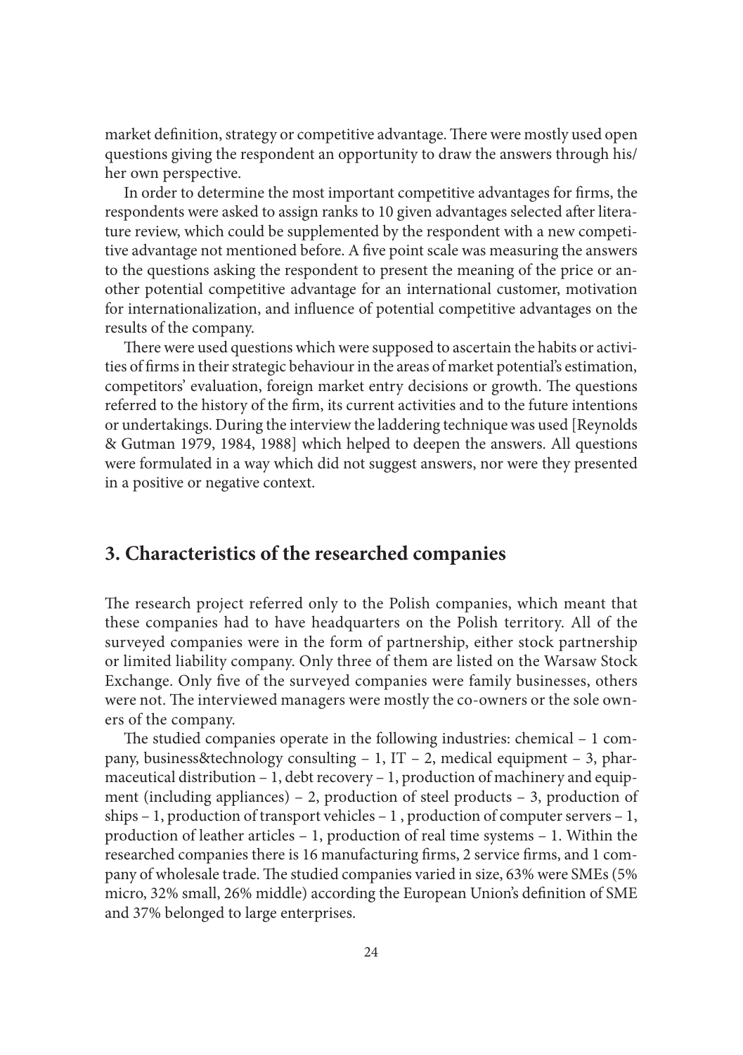market definition, strategy or competitive advantage. There were mostly used open questions giving the respondent an opportunity to draw the answers through his/her own perspective.

In order to determine the most important competitive advantages for firms, the respondents were asked to assign ranks to 10 given advantages selected after literature review, which could be supplemented by the respondent with a new competitive advantage not mentioned before. A five point scale was measuring the answers to the questions asking the respondent to present the meaning of the price or another potential competitive advantage for an international customer, motivation for internationalization, and influence of potential competitive advantages on the results of the company.

There were used questions which were supposed to ascertain the habits or activities of firms in their strategic behaviour in the areas of market potential's estimation, competitors' evaluation, foreign market entry decisions or growth. The questions referred to the history of the firm, its current activities and to the future intentions or undertakings. During the interview the laddering technique was used [Reynolds & Gutman 1979, 1984, 1988] which helped to deepen the answers. All questions were formulated in a way which did not suggest answers, nor were they presented in a positive or negative context.

## 3. Characteristics of the researched companies

The research project referred only to the Polish companies, which meant that these companies had to have headquarters on the Polish territory. All of the surveyed companies were in the form of partnership, either stock partnership or limited liability company. Only three of them are listed on the Warsaw Stock Exchange. Only five of the surveyed companies were family businesses, others were not. The interviewed managers were mostly the co-owners or the sole owners of the company.

The studied companies operate in the following industries: chemical – 1 company, business&technology consulting – 1, IT – 2, medical equipment – 3, pharmaceutical distribution – 1, debt recovery – 1, production of machinery and equipment (including appliances) – 2, production of steel products – 3, production of ships – 1, production of transport vehicles – 1 , production of computer servers – 1, production of leather articles – 1, production of real time systems – 1. Within the researched companies there is 16 manufacturing firms, 2 service firms, and 1 company of wholesale trade. The studied companies varied in size, 63% were SMEs (5% micro, 32% small, 26% middle) according the European Union's definition of SME and 37% belonged to large enterprises.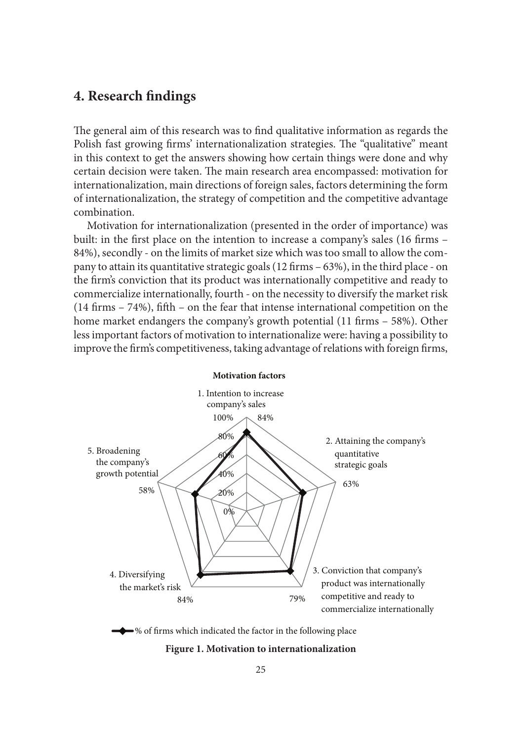## 4. Research findings

The general aim of this research was to find qualitative information as regards the Polish fast growing firms' internationalization strategies. The "qualitative" meant in this context to get the answers showing how certain things were done and why certain decision were taken. The main research area encompassed: motivation for internationalization, main directions of foreign sales, factors determining the form of internationalization, the strategy of competition and the competitive advantage combination.

Motivation for internationalization (presented in the order of importance) was built: in the first place on the intention to increase a company's sales (16 firms – 84%), secondly - on the limits of market size which was too small to allow the company to attain its quantitative strategic goals (12 firms – 63%), in the third place - on the firm's conviction that its product was internationally competitive and ready to commercialize internationally, fourth - on the necessity to diversify the market risk (14 firms – 74%), fifth – on the fear that intense international competition on the home market endangers the company's growth potential (11 firms – 58%). Other less important factors of motivation to internationalize were: having a possibility to improve the firm's competitiveness, taking advantage of relations with foreign firms,

**Motivation factors**

1. Intention to increase company's sales – 84%
2. Attaining the company's quantitative strategic goals – 63%
3. Conviction that company's product was internationally competitive and ready to commercialize internationally – 79%
4. Diversifying the market's risk – 84%
5. Broadening the company's growth potential – 58%

% of firms which indicated the factor in the following place

**Figure 1. Motivation to internationalization**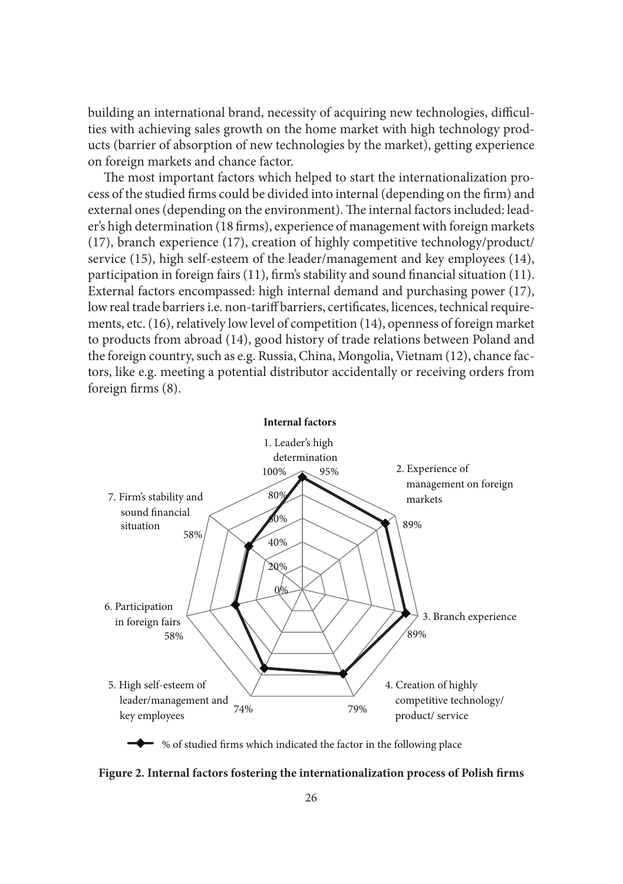building an international brand, necessity of acquiring new technologies, difficulties with achieving sales growth on the home market with high technology products (barrier of absorption of new technologies by the market), getting experience on foreign markets and chance factor.

The most important factors which helped to start the internationalization process of the studied firms could be divided into internal (depending on the firm) and external ones (depending on the environment). The internal factors included: leader's high determination (18 firms), experience of management with foreign markets (17), branch experience (17), creation of highly competitive technology/product/service (15), high self-esteem of the leader/management and key employees (14), participation in foreign fairs (11), firm's stability and sound financial situation (11). External factors encompassed: high internal demand and purchasing power (17), low real trade barriers i.e. non-tariff barriers, certificates, licences, technical requirements, etc. (16), relatively low level of competition (14), openness of foreign market to products from abroad (14), good history of trade relations between Poland and the foreign country, such as e.g. Russia, China, Mongolia, Vietnam (12), chance factors, like e.g. meeting a potential distributor accidentally or receiving orders from foreign firms (8).

**Internal factors**

| Factor | % of studied firms which indicated the factor in the following place |
|---|---|
| 1. Leader's high determination | 95% |
| 2. Experience of management on foreign markets | 89% |
| 3. Branch experience | 89% |
| 4. Creation of highly competitive technology/ product/ service | 79% |
| 5. High self-esteem of leader/management and key employees | 74% |
| 6. Participation in foreign fairs | 58% |
| 7. Firm's stability and sound financial situation | 58% |

**Figure 2. Internal factors fostering the internationalization process of Polish firms**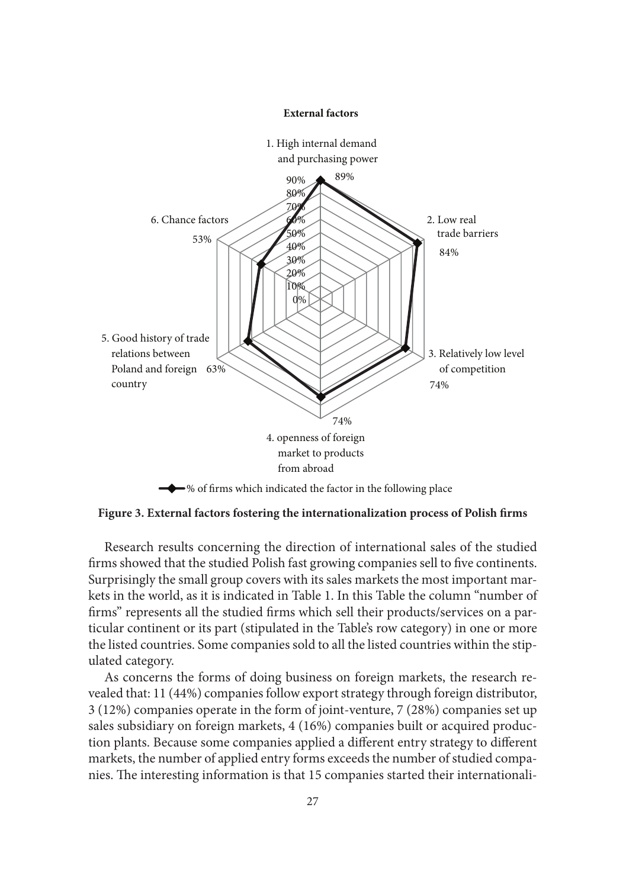**Figure 3. External factors fostering the internationalization process of Polish firms**

Research results concerning the direction of international sales of the studied firms showed that the studied Polish fast growing companies sell to five continents. Surprisingly the small group covers with its sales markets the most important markets in the world, as it is indicated in Table 1. In this Table the column "number of firms" represents all the studied firms which sell their products/services on a particular continent or its part (stipulated in the Table's row category) in one or more the listed countries. Some companies sold to all the listed countries within the stipulated category.

As concerns the forms of doing business on foreign markets, the research revealed that: 11 (44%) companies follow export strategy through foreign distributor, 3 (12%) companies operate in the form of joint-venture, 7 (28%) companies set up sales subsidiary on foreign markets, 4 (16%) companies built or acquired production plants. Because some companies applied a different entry strategy to different markets, the number of applied entry forms exceeds the number of studied companies. The interesting information is that 15 companies started their internationali-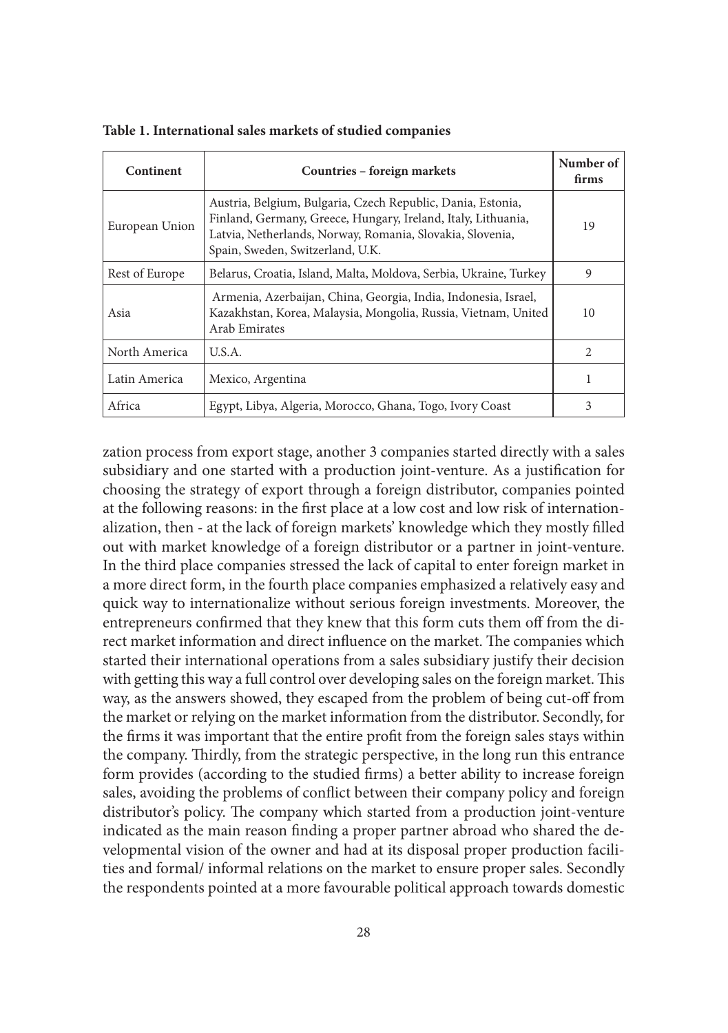**Table 1. International sales markets of studied companies**

| Continent | Countries – foreign markets | Number of firms |
|---|---|---|
| European Union | Austria, Belgium, Bulgaria, Czech Republic, Dania, Estonia, Finland, Germany, Greece, Hungary, Ireland, Italy, Lithuania, Latvia, Netherlands, Norway, Romania, Slovakia, Slovenia, Spain, Sweden, Switzerland, U.K. | 19 |
| Rest of Europe | Belarus, Croatia, Island, Malta, Moldova, Serbia, Ukraine, Turkey | 9 |
| Asia | Armenia, Azerbaijan, China, Georgia, India, Indonesia, Israel, Kazakhstan, Korea, Malaysia, Mongolia, Russia, Vietnam, United Arab Emirates | 10 |
| North America | U.S.A. | 2 |
| Latin America | Mexico, Argentina | 1 |
| Africa | Egypt, Libya, Algeria, Morocco, Ghana, Togo, Ivory Coast | 3 |

zation process from export stage, another 3 companies started directly with a sales subsidiary and one started with a production joint-venture. As a justification for choosing the strategy of export through a foreign distributor, companies pointed at the following reasons: in the first place at a low cost and low risk of internationalization, then - at the lack of foreign markets' knowledge which they mostly filled out with market knowledge of a foreign distributor or a partner in joint-venture. In the third place companies stressed the lack of capital to enter foreign market in a more direct form, in the fourth place companies emphasized a relatively easy and quick way to internationalize without serious foreign investments. Moreover, the entrepreneurs confirmed that they knew that this form cuts them off from the direct market information and direct influence on the market. The companies which started their international operations from a sales subsidiary justify their decision with getting this way a full control over developing sales on the foreign market. This way, as the answers showed, they escaped from the problem of being cut-off from the market or relying on the market information from the distributor. Secondly, for the firms it was important that the entire profit from the foreign sales stays within the company. Thirdly, from the strategic perspective, in the long run this entrance form provides (according to the studied firms) a better ability to increase foreign sales, avoiding the problems of conflict between their company policy and foreign distributor's policy. The company which started from a production joint-venture indicated as the main reason finding a proper partner abroad who shared the developmental vision of the owner and had at its disposal proper production facilities and formal/ informal relations on the market to ensure proper sales. Secondly the respondents pointed at a more favourable political approach towards domestic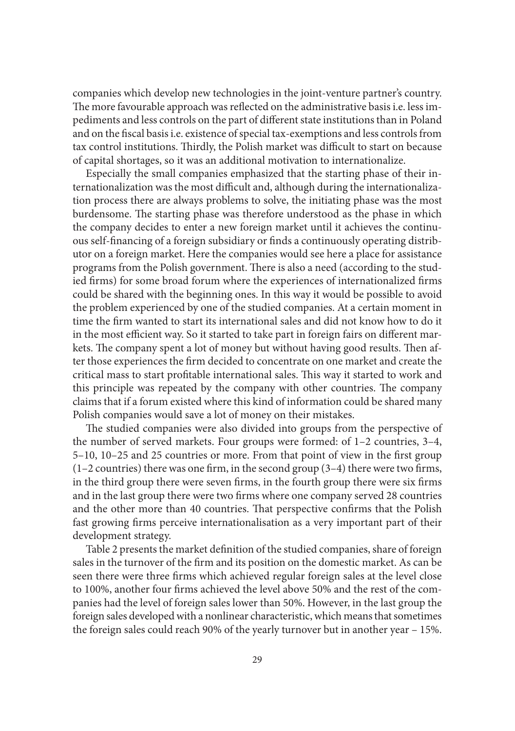companies which develop new technologies in the joint-venture partner's country. The more favourable approach was reflected on the administrative basis i.e. less impediments and less controls on the part of different state institutions than in Poland and on the fiscal basis i.e. existence of special tax-exemptions and less controls from tax control institutions. Thirdly, the Polish market was difficult to start on because of capital shortages, so it was an additional motivation to internationalize.

Especially the small companies emphasized that the starting phase of their internationalization was the most difficult and, although during the internationalization process there are always problems to solve, the initiating phase was the most burdensome. The starting phase was therefore understood as the phase in which the company decides to enter a new foreign market until it achieves the continuous self-financing of a foreign subsidiary or finds a continuously operating distributor on a foreign market. Here the companies would see here a place for assistance programs from the Polish government. There is also a need (according to the studied firms) for some broad forum where the experiences of internationalized firms could be shared with the beginning ones. In this way it would be possible to avoid the problem experienced by one of the studied companies. At a certain moment in time the firm wanted to start its international sales and did not know how to do it in the most efficient way. So it started to take part in foreign fairs on different markets. The company spent a lot of money but without having good results. Then after those experiences the firm decided to concentrate on one market and create the critical mass to start profitable international sales. This way it started to work and this principle was repeated by the company with other countries. The company claims that if a forum existed where this kind of information could be shared many Polish companies would save a lot of money on their mistakes.

The studied companies were also divided into groups from the perspective of the number of served markets. Four groups were formed: of 1–2 countries, 3–4, 5–10, 10–25 and 25 countries or more. From that point of view in the first group (1–2 countries) there was one firm, in the second group (3–4) there were two firms, in the third group there were seven firms, in the fourth group there were six firms and in the last group there were two firms where one company served 28 countries and the other more than 40 countries. That perspective confirms that the Polish fast growing firms perceive internationalisation as a very important part of their development strategy.

Table 2 presents the market definition of the studied companies, share of foreign sales in the turnover of the firm and its position on the domestic market. As can be seen there were three firms which achieved regular foreign sales at the level close to 100%, another four firms achieved the level above 50% and the rest of the companies had the level of foreign sales lower than 50%. However, in the last group the foreign sales developed with a nonlinear characteristic, which means that sometimes the foreign sales could reach 90% of the yearly turnover but in another year – 15%.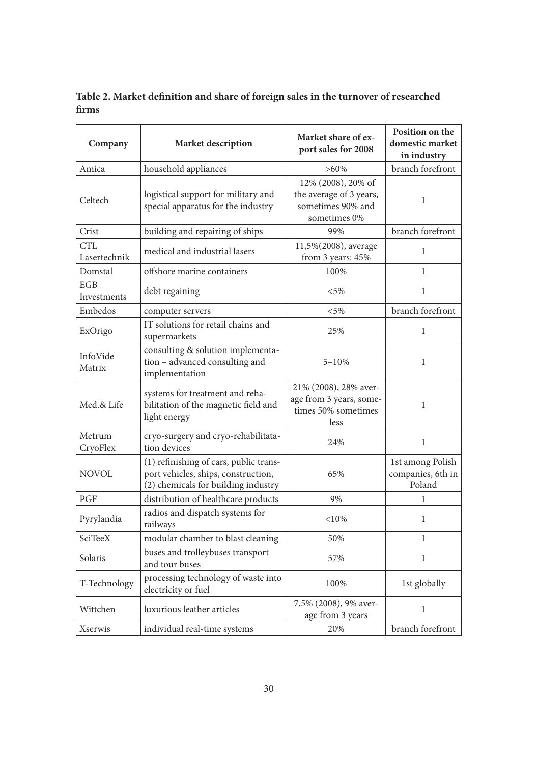**Table 2. Market definition and share of foreign sales in the turnover of researched firms**

| Company | Market description | Market share of export sales for 2008 | Position on the domestic market in industry |
|---|---|---|---|
| Amica | household appliances | >60% | branch forefront |
| Celtech | logistical support for military and special apparatus for the industry | 12% (2008), 20% of the average of 3 years, sometimes 90% and sometimes 0% | 1 |
| Crist | building and repairing of ships | 99% | branch forefront |
| CTL Lasertechnik | medical and industrial lasers | 11,5%(2008), average from 3 years: 45% | 1 |
| Domstal | offshore marine containers | 100% | 1 |
| EGB Investments | debt regaining | <5% | 1 |
| Embedos | computer servers | <5% | branch forefront |
| ExOrigo | IT solutions for retail chains and supermarkets | 25% | 1 |
| InfoVide Matrix | consulting & solution implementation – advanced consulting and implementation | 5–10% | 1 |
| Med.& Life | systems for treatment and rehabilitation of the magnetic field and light energy | 21% (2008), 28% average from 3 years, sometimes 50% sometimes less | 1 |
| Metrum CryoFlex | cryo-surgery and cryo-rehabilitatation devices | 24% | 1 |
| NOVOL | (1) refinishing of cars, public transport vehicles, ships, construction, (2) chemicals for building industry | 65% | 1st among Polish companies, 6th in Poland |
| PGF | distribution of healthcare products | 9% | 1 |
| Pyrylandia | radios and dispatch systems for railways | <10% | 1 |
| SciTeeX | modular chamber to blast cleaning | 50% | 1 |
| Solaris | buses and trolleybuses transport and tour buses | 57% | 1 |
| T-Technology | processing technology of waste into electricity or fuel | 100% | 1st globally |
| Wittchen | luxurious leather articles | 7,5% (2008), 9% average from 3 years | 1 |
| Xserwis | individual real-time systems | 20% | branch forefront |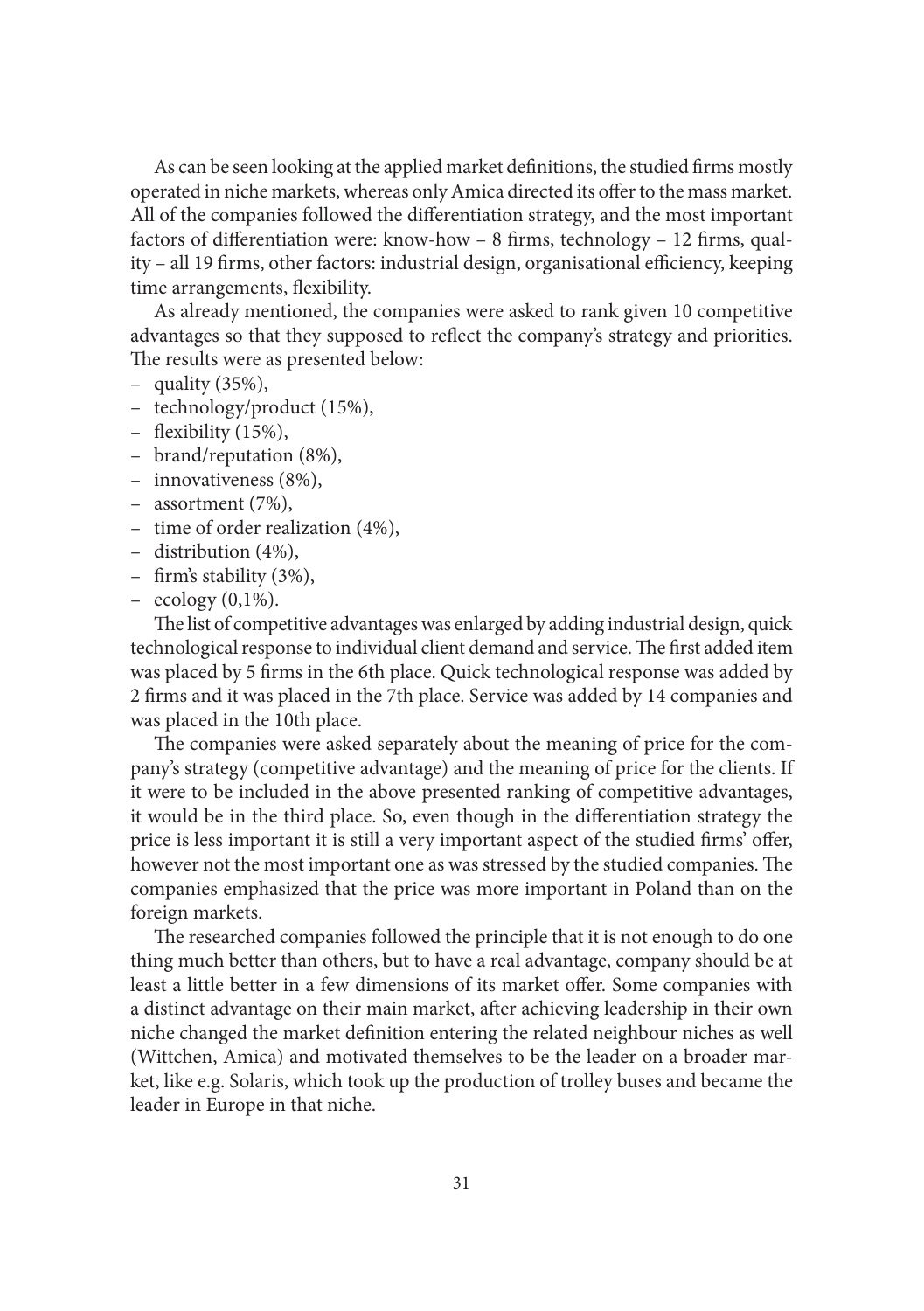As can be seen looking at the applied market definitions, the studied firms mostly operated in niche markets, whereas only Amica directed its offer to the mass market. All of the companies followed the differentiation strategy, and the most important factors of differentiation were: know-how – 8 firms, technology – 12 firms, quality – all 19 firms, other factors: industrial design, organisational efficiency, keeping time arrangements, flexibility.

As already mentioned, the companies were asked to rank given 10 competitive advantages so that they supposed to reflect the company's strategy and priorities. The results were as presented below:

- quality (35%),
- technology/product (15%),
- flexibility (15%),
- brand/reputation (8%),
- innovativeness (8%),
- assortment (7%),
- time of order realization (4%),
- distribution (4%),
- firm's stability (3%),
- ecology (0,1%).

The list of competitive advantages was enlarged by adding industrial design, quick technological response to individual client demand and service. The first added item was placed by 5 firms in the 6th place. Quick technological response was added by 2 firms and it was placed in the 7th place. Service was added by 14 companies and was placed in the 10th place.

The companies were asked separately about the meaning of price for the company's strategy (competitive advantage) and the meaning of price for the clients. If it were to be included in the above presented ranking of competitive advantages, it would be in the third place. So, even though in the differentiation strategy the price is less important it is still a very important aspect of the studied firms' offer, however not the most important one as was stressed by the studied companies. The companies emphasized that the price was more important in Poland than on the foreign markets.

The researched companies followed the principle that it is not enough to do one thing much better than others, but to have a real advantage, company should be at least a little better in a few dimensions of its market offer. Some companies with a distinct advantage on their main market, after achieving leadership in their own niche changed the market definition entering the related neighbour niches as well (Wittchen, Amica) and motivated themselves to be the leader on a broader market, like e.g. Solaris, which took up the production of trolley buses and became the leader in Europe in that niche.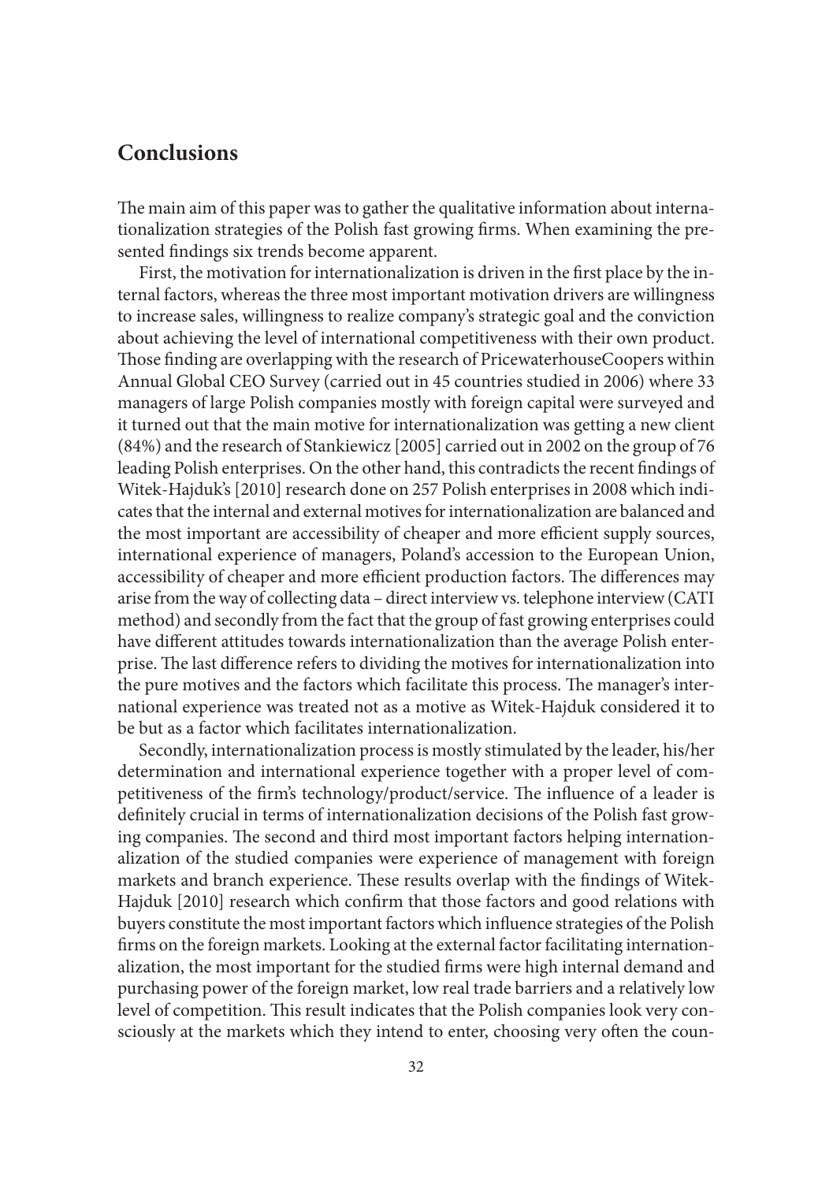## Conclusions

The main aim of this paper was to gather the qualitative information about internationalization strategies of the Polish fast growing firms. When examining the presented findings six trends become apparent.

First, the motivation for internationalization is driven in the first place by the internal factors, whereas the three most important motivation drivers are willingness to increase sales, willingness to realize company's strategic goal and the conviction about achieving the level of international competitiveness with their own product. Those finding are overlapping with the research of PricewaterhouseCoopers within Annual Global CEO Survey (carried out in 45 countries studied in 2006) where 33 managers of large Polish companies mostly with foreign capital were surveyed and it turned out that the main motive for internationalization was getting a new client (84%) and the research of Stankiewicz [2005] carried out in 2002 on the group of 76 leading Polish enterprises. On the other hand, this contradicts the recent findings of Witek-Hajduk's [2010] research done on 257 Polish enterprises in 2008 which indicates that the internal and external motives for internationalization are balanced and the most important are accessibility of cheaper and more efficient supply sources, international experience of managers, Poland's accession to the European Union, accessibility of cheaper and more efficient production factors. The differences may arise from the way of collecting data – direct interview vs. telephone interview (CATI method) and secondly from the fact that the group of fast growing enterprises could have different attitudes towards internationalization than the average Polish enterprise. The last difference refers to dividing the motives for internationalization into the pure motives and the factors which facilitate this process. The manager's international experience was treated not as a motive as Witek-Hajduk considered it to be but as a factor which facilitates internationalization.

Secondly, internationalization process is mostly stimulated by the leader, his/her determination and international experience together with a proper level of competitiveness of the firm's technology/product/service. The influence of a leader is definitely crucial in terms of internationalization decisions of the Polish fast growing companies. The second and third most important factors helping internationalization of the studied companies were experience of management with foreign markets and branch experience. These results overlap with the findings of Witek-Hajduk [2010] research which confirm that those factors and good relations with buyers constitute the most important factors which influence strategies of the Polish firms on the foreign markets. Looking at the external factor facilitating internationalization, the most important for the studied firms were high internal demand and purchasing power of the foreign market, low real trade barriers and a relatively low level of competition. This result indicates that the Polish companies look very consciously at the markets which they intend to enter, choosing very often the coun-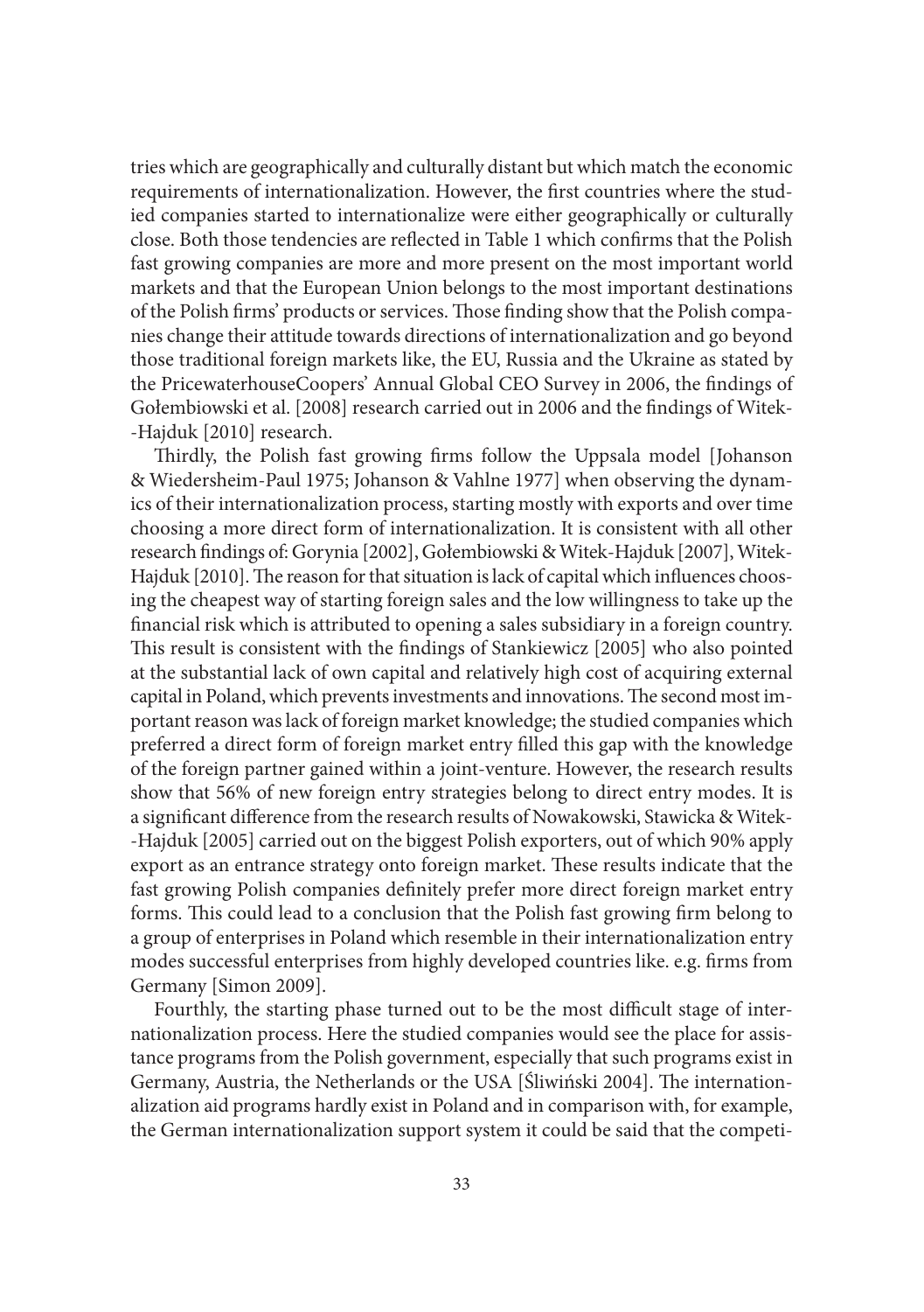tries which are geographically and culturally distant but which match the economic requirements of internationalization. However, the first countries where the studied companies started to internationalize were either geographically or culturally close. Both those tendencies are reflected in Table 1 which confirms that the Polish fast growing companies are more and more present on the most important world markets and that the European Union belongs to the most important destinations of the Polish firms' products or services. Those finding show that the Polish companies change their attitude towards directions of internationalization and go beyond those traditional foreign markets like, the EU, Russia and the Ukraine as stated by the PricewaterhouseCoopers' Annual Global CEO Survey in 2006, the findings of Gołembiowski et al. [2008] research carried out in 2006 and the findings of Witek-Hajduk [2010] research.

Thirdly, the Polish fast growing firms follow the Uppsala model [Johanson & Wiedersheim-Paul 1975; Johanson & Vahlne 1977] when observing the dynamics of their internationalization process, starting mostly with exports and over time choosing a more direct form of internationalization. It is consistent with all other research findings of: Gorynia [2002], Gołembiowski & Witek-Hajduk [2007], Witek-Hajduk [2010]. The reason for that situation is lack of capital which influences choosing the cheapest way of starting foreign sales and the low willingness to take up the financial risk which is attributed to opening a sales subsidiary in a foreign country. This result is consistent with the findings of Stankiewicz [2005] who also pointed at the substantial lack of own capital and relatively high cost of acquiring external capital in Poland, which prevents investments and innovations. The second most important reason was lack of foreign market knowledge; the studied companies which preferred a direct form of foreign market entry filled this gap with the knowledge of the foreign partner gained within a joint-venture. However, the research results show that 56% of new foreign entry strategies belong to direct entry modes. It is a significant difference from the research results of Nowakowski, Stawicka & Witek-Hajduk [2005] carried out on the biggest Polish exporters, out of which 90% apply export as an entrance strategy onto foreign market. These results indicate that the fast growing Polish companies definitely prefer more direct foreign market entry forms. This could lead to a conclusion that the Polish fast growing firm belong to a group of enterprises in Poland which resemble in their internationalization entry modes successful enterprises from highly developed countries like. e.g. firms from Germany [Simon 2009].

Fourthly, the starting phase turned out to be the most difficult stage of internationalization process. Here the studied companies would see the place for assistance programs from the Polish government, especially that such programs exist in Germany, Austria, the Netherlands or the USA [Śliwiński 2004]. The internationalization aid programs hardly exist in Poland and in comparison with, for example, the German internationalization support system it could be said that the competi-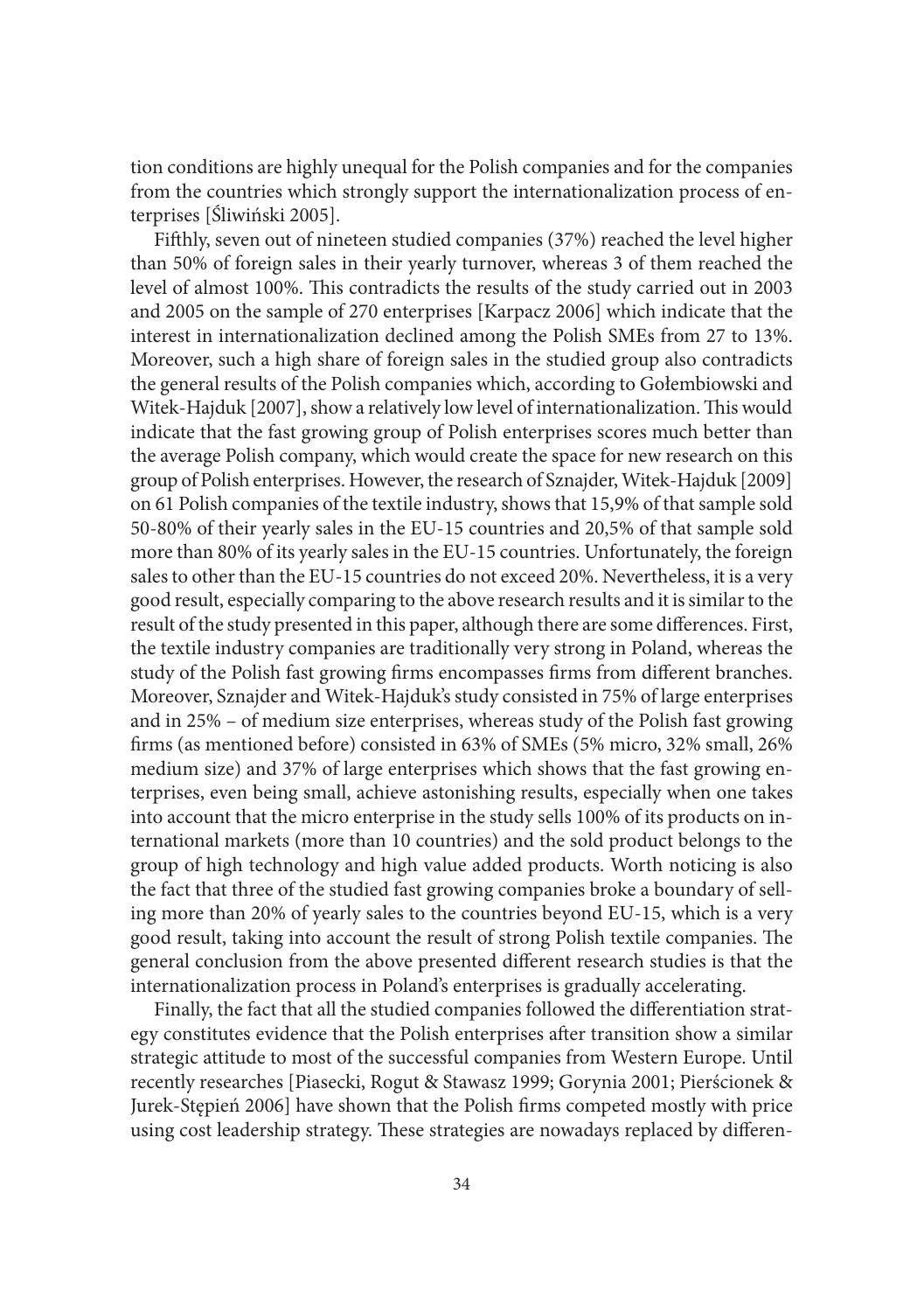tion conditions are highly unequal for the Polish companies and for the companies from the countries which strongly support the internationalization process of enterprises [Śliwiński 2005].

Fifthly, seven out of nineteen studied companies (37%) reached the level higher than 50% of foreign sales in their yearly turnover, whereas 3 of them reached the level of almost 100%. This contradicts the results of the study carried out in 2003 and 2005 on the sample of 270 enterprises [Karpacz 2006] which indicate that the interest in internationalization declined among the Polish SMEs from 27 to 13%. Moreover, such a high share of foreign sales in the studied group also contradicts the general results of the Polish companies which, according to Gołembiowski and Witek-Hajduk [2007], show a relatively low level of internationalization. This would indicate that the fast growing group of Polish enterprises scores much better than the average Polish company, which would create the space for new research on this group of Polish enterprises. However, the research of Sznajder, Witek-Hajduk [2009] on 61 Polish companies of the textile industry, shows that 15,9% of that sample sold 50-80% of their yearly sales in the EU-15 countries and 20,5% of that sample sold more than 80% of its yearly sales in the EU-15 countries. Unfortunately, the foreign sales to other than the EU-15 countries do not exceed 20%. Nevertheless, it is a very good result, especially comparing to the above research results and it is similar to the result of the study presented in this paper, although there are some differences. First, the textile industry companies are traditionally very strong in Poland, whereas the study of the Polish fast growing firms encompasses firms from different branches. Moreover, Sznajder and Witek-Hajduk's study consisted in 75% of large enterprises and in 25% – of medium size enterprises, whereas study of the Polish fast growing firms (as mentioned before) consisted in 63% of SMEs (5% micro, 32% small, 26% medium size) and 37% of large enterprises which shows that the fast growing enterprises, even being small, achieve astonishing results, especially when one takes into account that the micro enterprise in the study sells 100% of its products on international markets (more than 10 countries) and the sold product belongs to the group of high technology and high value added products. Worth noticing is also the fact that three of the studied fast growing companies broke a boundary of selling more than 20% of yearly sales to the countries beyond EU-15, which is a very good result, taking into account the result of strong Polish textile companies. The general conclusion from the above presented different research studies is that the internationalization process in Poland's enterprises is gradually accelerating.

Finally, the fact that all the studied companies followed the differentiation strategy constitutes evidence that the Polish enterprises after transition show a similar strategic attitude to most of the successful companies from Western Europe. Until recently researches [Piasecki, Rogut & Stawasz 1999; Gorynia 2001; Pierścionek & Jurek-Stępień 2006] have shown that the Polish firms competed mostly with price using cost leadership strategy. These strategies are nowadays replaced by differen-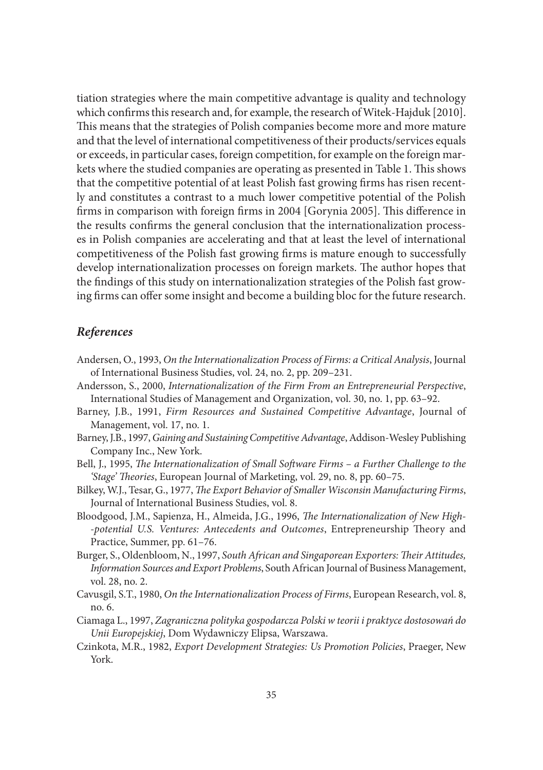tiation strategies where the main competitive advantage is quality and technology which confirms this research and, for example, the research of Witek-Hajduk [2010]. This means that the strategies of Polish companies become more and more mature and that the level of international competitiveness of their products/services equals or exceeds, in particular cases, foreign competition, for example on the foreign markets where the studied companies are operating as presented in Table 1. This shows that the competitive potential of at least Polish fast growing firms has risen recently and constitutes a contrast to a much lower competitive potential of the Polish firms in comparison with foreign firms in 2004 [Gorynia 2005]. This difference in the results confirms the general conclusion that the internationalization processes in Polish companies are accelerating and that at least the level of international competitiveness of the Polish fast growing firms is mature enough to successfully develop internationalization processes on foreign markets. The author hopes that the findings of this study on internationalization strategies of the Polish fast growing firms can offer some insight and become a building bloc for the future research.

## *References*

Andersen, O., 1993, *On the Internationalization Process of Firms: a Critical Analysis*, Journal of International Business Studies, vol. 24, no. 2, pp. 209–231.

Andersson, S., 2000, *Internationalization of the Firm From an Entrepreneurial Perspective*, International Studies of Management and Organization, vol. 30, no. 1, pp. 63–92.

Barney, J.B., 1991, *Firm Resources and Sustained Competitive Advantage*, Journal of Management, vol. 17, no. 1.

Barney, J.B., 1997, *Gaining and Sustaining Competitive Advantage*, Addison-Wesley Publishing Company Inc., New York.

Bell, J., 1995, *The Internationalization of Small Software Firms – a Further Challenge to the 'Stage' Theories*, European Journal of Marketing, vol. 29, no. 8, pp. 60–75.

Bilkey, W.J., Tesar, G., 1977, *The Export Behavior of Smaller Wisconsin Manufacturing Firms*, Journal of International Business Studies, vol. 8.

Bloodgood, J.M., Sapienza, H., Almeida, J.G., 1996, *The Internationalization of New High--potential U.S. Ventures: Antecedents and Outcomes*, Entrepreneurship Theory and Practice, Summer, pp. 61–76.

Burger, S., Oldenbloom, N., 1997, *South African and Singaporean Exporters: Their Attitudes, Information Sources and Export Problems*, South African Journal of Business Management, vol. 28, no. 2.

Cavusgil, S.T., 1980, *On the Internationalization Process of Firms*, European Research, vol. 8, no. 6.

Ciamaga L., 1997, *Zagraniczna polityka gospodarcza Polski w teorii i praktyce dostosowań do Unii Europejskiej*, Dom Wydawniczy Elipsa, Warszawa.

Czinkota, M.R., 1982, *Export Development Strategies: Us Promotion Policies*, Praeger, New York.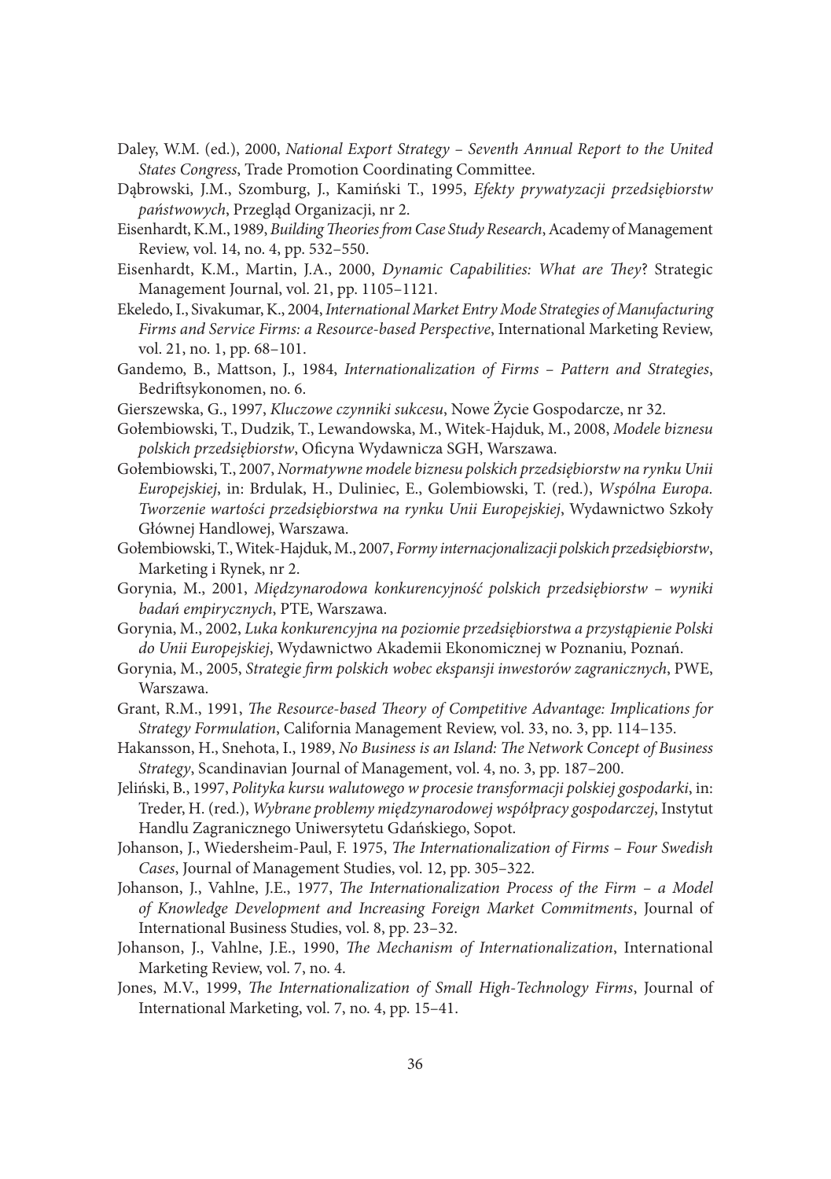Daley, W.M. (ed.), 2000, *National Export Strategy – Seventh Annual Report to the United States Congress*, Trade Promotion Coordinating Committee.

Dąbrowski, J.M., Szomburg, J., Kamiński T., 1995, *Efekty prywatyzacji przedsiębiorstw państwowych*, Przegląd Organizacji, nr 2.

Eisenhardt, K.M., 1989, *Building Theories from Case Study Research*, Academy of Management Review, vol. 14, no. 4, pp. 532–550.

Eisenhardt, K.M., Martin, J.A., 2000, *Dynamic Capabilities: What are They*? Strategic Management Journal, vol. 21, pp. 1105–1121.

Ekeledo, I., Sivakumar, K., 2004, *International Market Entry Mode Strategies of Manufacturing Firms and Service Firms: a Resource-based Perspective*, International Marketing Review, vol. 21, no. 1, pp. 68–101.

Gandemo, B., Mattson, J., 1984, *Internationalization of Firms – Pattern and Strategies*, Bedriftsykonomen, no. 6.

Gierszewska, G., 1997, *Kluczowe czynniki sukcesu*, Nowe Życie Gospodarcze, nr 32.

Gołembiowski, T., Dudzik, T., Lewandowska, M., Witek-Hajduk, M., 2008, *Modele biznesu polskich przedsiębiorstw*, Oficyna Wydawnicza SGH, Warszawa.

Gołembiowski, T., 2007, *Normatywne modele biznesu polskich przedsiębiorstw na rynku Unii Europejskiej*, in: Brdulak, H., Duliniec, E., Golembiowski, T. (red.), *Wspólna Europa. Tworzenie wartości przedsiębiorstwa na rynku Unii Europejskiej*, Wydawnictwo Szkoły Głównej Handlowej, Warszawa.

Gołembiowski, T., Witek-Hajduk, M., 2007, *Formy internacjonalizacji polskich przedsiębiorstw*, Marketing i Rynek, nr 2.

Gorynia, M., 2001, *Międzynarodowa konkurencyjność polskich przedsiębiorstw – wyniki badań empirycznych*, PTE, Warszawa.

Gorynia, M., 2002, *Luka konkurencyjna na poziomie przedsiębiorstwa a przystąpienie Polski do Unii Europejskiej*, Wydawnictwo Akademii Ekonomicznej w Poznaniu, Poznań.

Gorynia, M., 2005, *Strategie firm polskich wobec ekspansji inwestorów zagranicznych*, PWE, Warszawa.

Grant, R.M., 1991, *The Resource-based Theory of Competitive Advantage: Implications for Strategy Formulation*, California Management Review, vol. 33, no. 3, pp. 114–135.

Hakansson, H., Snehota, I., 1989, *No Business is an Island: The Network Concept of Business Strategy*, Scandinavian Journal of Management, vol. 4, no. 3, pp. 187–200.

Jeliński, B., 1997, *Polityka kursu walutowego w procesie transformacji polskiej gospodarki*, in: Treder, H. (red.), *Wybrane problemy międzynarodowej współpracy gospodarczej*, Instytut Handlu Zagranicznego Uniwersytetu Gdańskiego, Sopot.

Johanson, J., Wiedersheim-Paul, F. 1975, *The Internationalization of Firms – Four Swedish Cases*, Journal of Management Studies, vol. 12, pp. 305–322.

Johanson, J., Vahlne, J.E., 1977, *The Internationalization Process of the Firm – a Model of Knowledge Development and Increasing Foreign Market Commitments*, Journal of International Business Studies, vol. 8, pp. 23–32.

Johanson, J., Vahlne, J.E., 1990, *The Mechanism of Internationalization*, International Marketing Review, vol. 7, no. 4.

Jones, M.V., 1999, *The Internationalization of Small High-Technology Firms*, Journal of International Marketing, vol. 7, no. 4, pp. 15–41.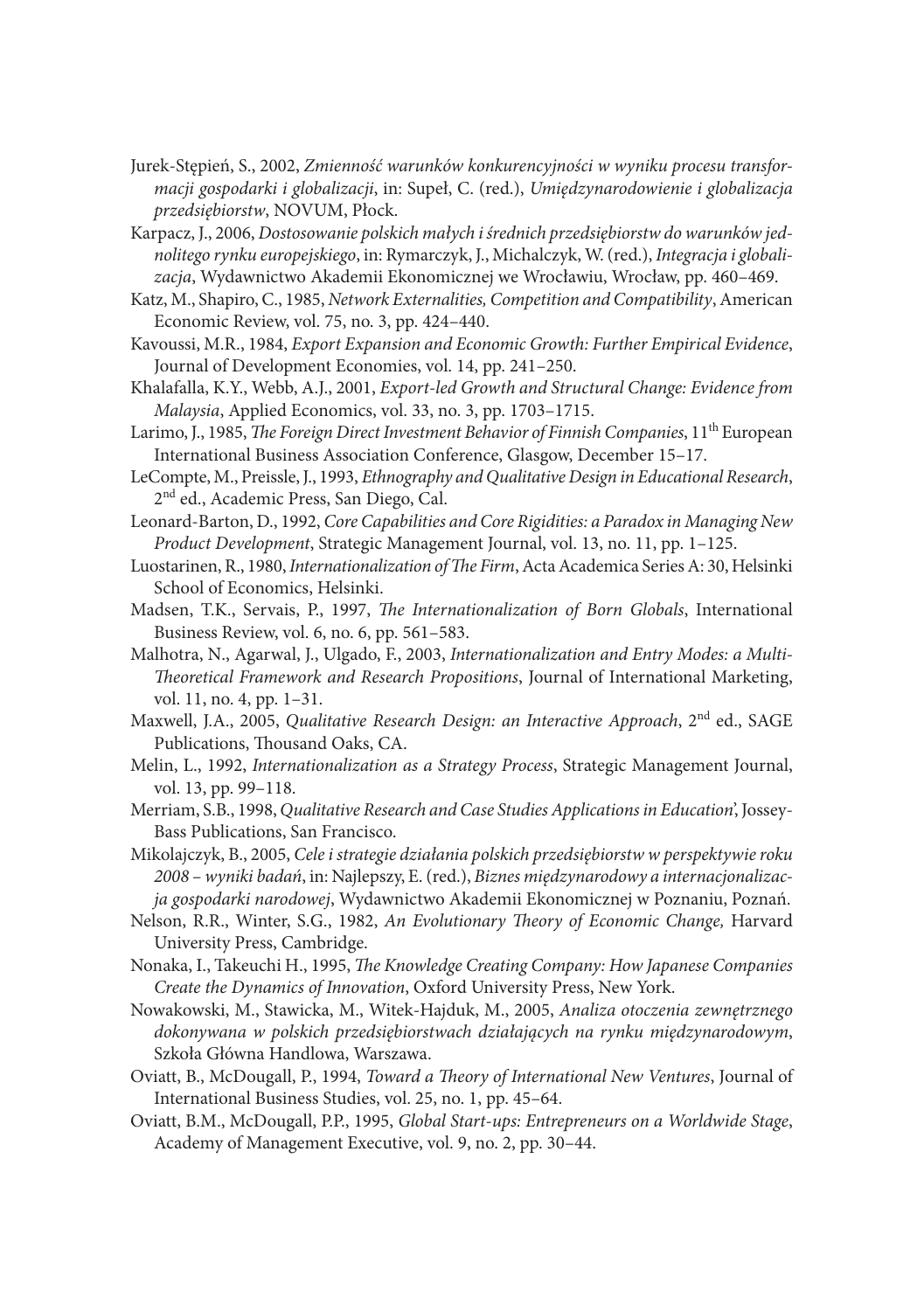Jurek-Stępień, S., 2002, *Zmienność warunków konkurencyjności w wyniku procesu transformacji gospodarki i globalizacji*, in: Supeł, C. (red.), *Umiędzynarodowienie i globalizacja przedsiębiorstw*, NOVUM, Płock.

Karpacz, J., 2006, *Dostosowanie polskich małych i średnich przedsiębiorstw do warunków jednolitego rynku europejskiego*, in: Rymarczyk, J., Michalczyk, W. (red.), *Integracja i globalizacja*, Wydawnictwo Akademii Ekonomicznej we Wrocławiu, Wrocław, pp. 460–469.

Katz, M., Shapiro, C., 1985, *Network Externalities, Competition and Compatibility*, American Economic Review, vol. 75, no. 3, pp. 424–440.

Kavoussi, M.R., 1984, *Export Expansion and Economic Growth: Further Empirical Evidence*, Journal of Development Economies, vol. 14, pp. 241–250.

Khalafalla, K.Y., Webb, A.J., 2001, *Export-led Growth and Structural Change: Evidence from Malaysia*, Applied Economics, vol. 33, no. 3, pp. 1703–1715.

Larimo, J., 1985, *The Foreign Direct Investment Behavior of Finnish Companies*, 11th European International Business Association Conference, Glasgow, December 15–17.

LeCompte, M., Preissle, J., 1993, *Ethnography and Qualitative Design in Educational Research*, 2nd ed., Academic Press, San Diego, Cal.

Leonard-Barton, D., 1992, *Core Capabilities and Core Rigidities: a Paradox in Managing New Product Development*, Strategic Management Journal, vol. 13, no. 11, pp. 1–125.

Luostarinen, R., 1980, *Internationalization of The Firm*, Acta Academica Series A: 30, Helsinki School of Economics, Helsinki.

Madsen, T.K., Servais, P., 1997, *The Internationalization of Born Globals*, International Business Review, vol. 6, no. 6, pp. 561–583.

Malhotra, N., Agarwal, J., Ulgado, F., 2003, *Internationalization and Entry Modes: a Multi-Theoretical Framework and Research Propositions*, Journal of International Marketing, vol. 11, no. 4, pp. 1–31.

Maxwell, J.A., 2005, *Qualitative Research Design: an Interactive Approach*, 2nd ed., SAGE Publications, Thousand Oaks, CA.

Melin, L., 1992, *Internationalization as a Strategy Process*, Strategic Management Journal, vol. 13, pp. 99–118.

Merriam, S.B., 1998, *Qualitative Research and Case Studies Applications in Education*', Jossey-Bass Publications, San Francisco.

Mikolajczyk, B., 2005, *Cele i strategie działania polskich przedsiębiorstw w perspektywie roku 2008 – wyniki badań*, in: Najlepszy, E. (red.), *Biznes międzynarodowy a internacjonalizacja gospodarki narodowej*, Wydawnictwo Akademii Ekonomicznej w Poznaniu, Poznań.

Nelson, R.R., Winter, S.G., 1982, *An Evolutionary Theory of Economic Change,* Harvard University Press, Cambridge.

Nonaka, I., Takeuchi H., 1995, *The Knowledge Creating Company: How Japanese Companies Create the Dynamics of Innovation*, Oxford University Press, New York.

Nowakowski, M., Stawicka, M., Witek-Hajduk, M., 2005, *Analiza otoczenia zewnętrznego dokonywana w polskich przedsiębiorstwach działających na rynku międzynarodowym*, Szkoła Główna Handlowa, Warszawa.

Oviatt, B., McDougall, P., 1994, *Toward a Theory of International New Ventures*, Journal of International Business Studies, vol. 25, no. 1, pp. 45–64.

Oviatt, B.M., McDougall, P.P., 1995, *Global Start-ups: Entrepreneurs on a Worldwide Stage*, Academy of Management Executive, vol. 9, no. 2, pp. 30–44.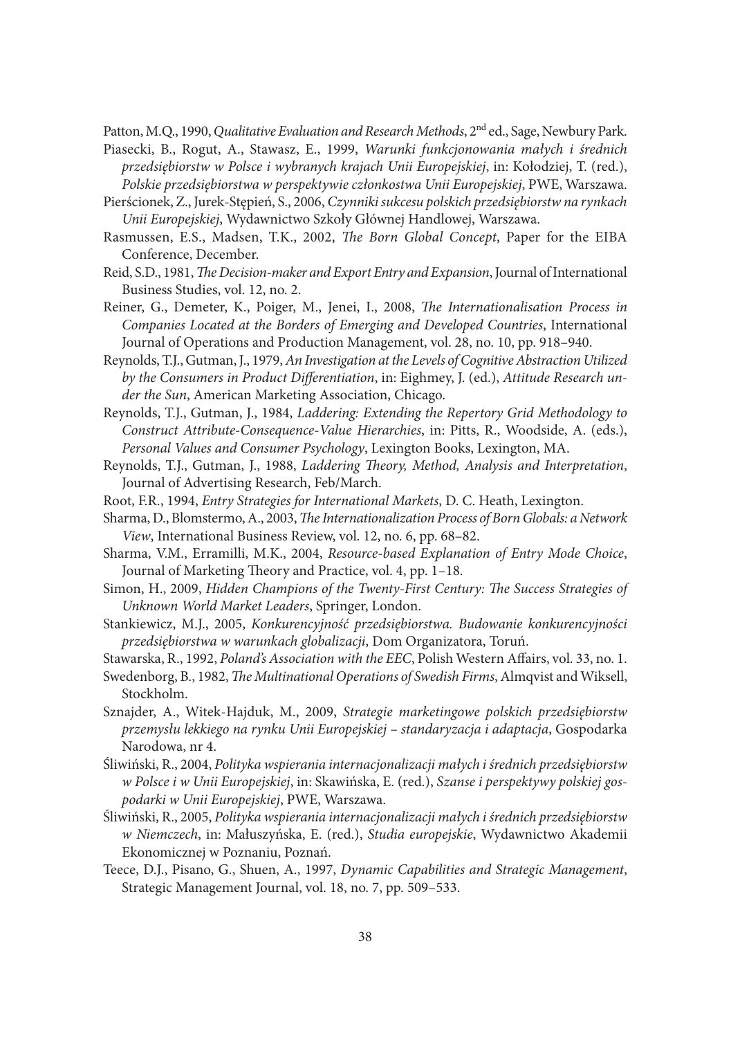Patton, M.Q., 1990, *Qualitative Evaluation and Research Methods*, 2nd ed., Sage, Newbury Park.

Piasecki, B., Rogut, A., Stawasz, E., 1999, *Warunki funkcjonowania małych i średnich przedsiębiorstw w Polsce i wybranych krajach Unii Europejskiej*, in: Kołodziej, T. (red.), *Polskie przedsiębiorstwa w perspektywie członkostwa Unii Europejskiej*, PWE, Warszawa.

Pierścionek, Z., Jurek-Stępień, S., 2006, *Czynniki sukcesu polskich przedsiębiorstw na rynkach Unii Europejskiej*, Wydawnictwo Szkoły Głównej Handlowej, Warszawa.

Rasmussen, E.S., Madsen, T.K., 2002, *The Born Global Concept*, Paper for the EIBA Conference, December.

Reid, S.D., 1981, *The Decision-maker and Export Entry and Expansion*, Journal of International Business Studies, vol. 12, no. 2.

Reiner, G., Demeter, K., Poiger, M., Jenei, I., 2008, *The Internationalisation Process in Companies Located at the Borders of Emerging and Developed Countries*, International Journal of Operations and Production Management, vol. 28, no. 10, pp. 918–940.

Reynolds, T.J., Gutman, J., 1979, *An Investigation at the Levels of Cognitive Abstraction Utilized by the Consumers in Product Differentiation*, in: Eighmey, J. (ed.), *Attitude Research under the Sun*, American Marketing Association, Chicago.

Reynolds, T.J., Gutman, J., 1984, *Laddering: Extending the Repertory Grid Methodology to Construct Attribute-Consequence-Value Hierarchies*, in: Pitts, R., Woodside, A. (eds.), *Personal Values and Consumer Psychology*, Lexington Books, Lexington, MA.

Reynolds, T.J., Gutman, J., 1988, *Laddering Theory, Method, Analysis and Interpretation*, Journal of Advertising Research, Feb/March.

Root, F.R., 1994, *Entry Strategies for International Markets*, D. C. Heath, Lexington.

Sharma, D., Blomstermo, A., 2003, *The Internationalization Process of Born Globals: a Network View*, International Business Review, vol. 12, no. 6, pp. 68–82.

Sharma, V.M., Erramilli, M.K., 2004, *Resource-based Explanation of Entry Mode Choice*, Journal of Marketing Theory and Practice, vol. 4, pp. 1–18.

Simon, H., 2009, *Hidden Champions of the Twenty-First Century: The Success Strategies of Unknown World Market Leaders*, Springer, London.

Stankiewicz, M.J., 2005, *Konkurencyjność przedsiębiorstwa. Budowanie konkurencyjności przedsiębiorstwa w warunkach globalizacji*, Dom Organizatora, Toruń.

Stawarska, R., 1992, *Poland's Association with the EEC*, Polish Western Affairs, vol. 33, no. 1.

Swedenborg, B., 1982, *The Multinational Operations of Swedish Firms*, Almqvist and Wiksell, Stockholm.

Sznajder, A., Witek-Hajduk, M., 2009, *Strategie marketingowe polskich przedsiębiorstw przemysłu lekkiego na rynku Unii Europejskiej – standaryzacja i adaptacja*, Gospodarka Narodowa, nr 4.

Śliwiński, R., 2004, *Polityka wspierania internacjonalizacji małych i średnich przedsiębiorstw w Polsce i w Unii Europejskiej*, in: Skawińska, E. (red.), *Szanse i perspektywy polskiej gospodarki w Unii Europejskiej*, PWE, Warszawa.

Śliwiński, R., 2005, *Polityka wspierania internacjonalizacji małych i średnich przedsiębiorstw w Niemczech*, in: Małuszyńska, E. (red.), *Studia europejskie*, Wydawnictwo Akademii Ekonomicznej w Poznaniu, Poznań.

Teece, D.J., Pisano, G., Shuen, A., 1997, *Dynamic Capabilities and Strategic Management*, Strategic Management Journal, vol. 18, no. 7, pp. 509–533.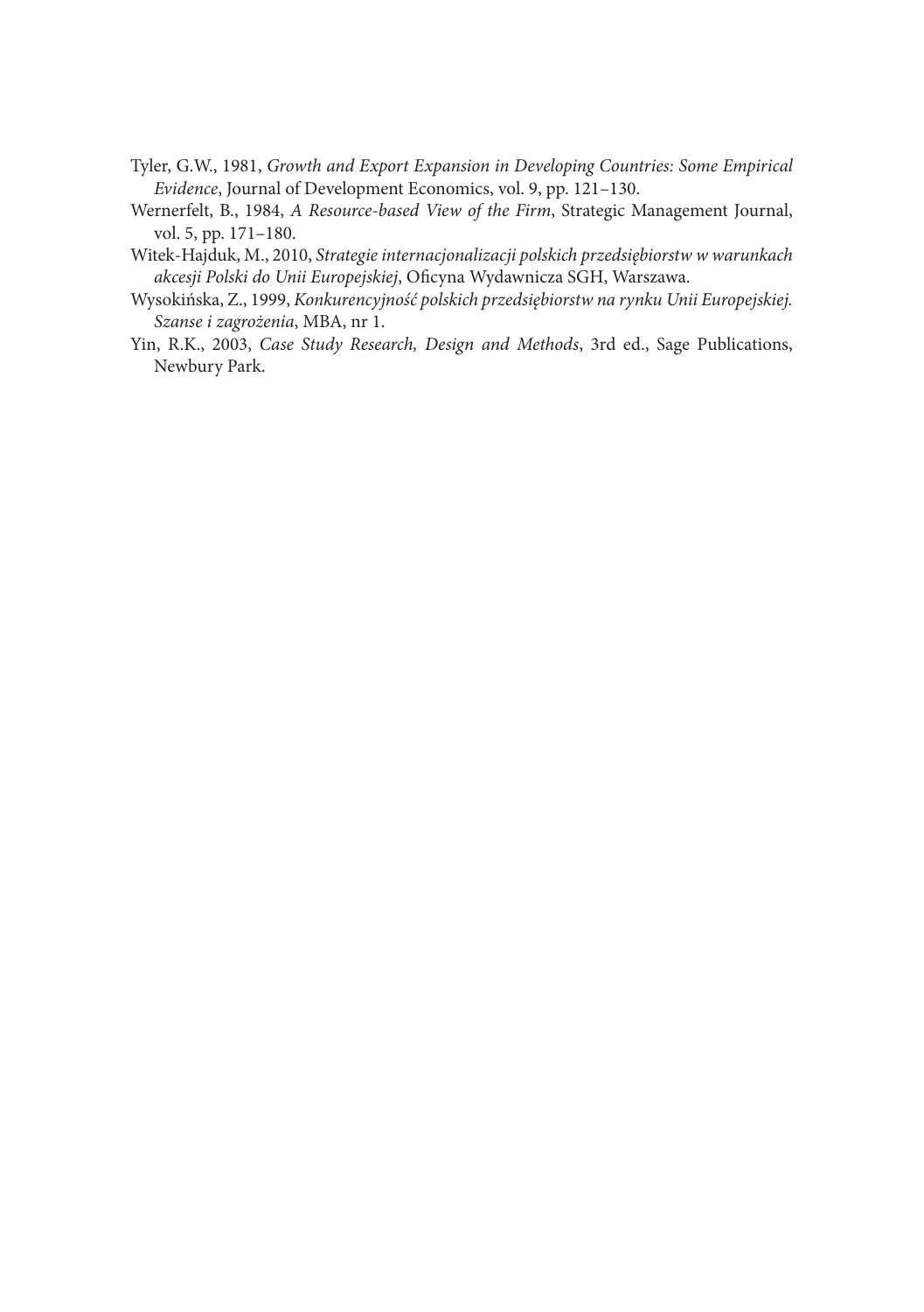Tyler, G.W., 1981, *Growth and Export Expansion in Developing Countries: Some Empirical Evidence*, Journal of Development Economics, vol. 9, pp. 121–130.

Wernerfelt, B., 1984, *A Resource-based View of the Firm*, Strategic Management Journal, vol. 5, pp. 171–180.

Witek-Hajduk, M., 2010, *Strategie internacjonalizacji polskich przedsiębiorstw w warunkach akcesji Polski do Unii Europejskiej*, Oficyna Wydawnicza SGH, Warszawa.

Wysokińska, Z., 1999, *Konkurencyjność polskich przedsiębiorstw na rynku Unii Europejskiej. Szanse i zagrożenia*, MBA, nr 1.

Yin, R.K., 2003, *Case Study Research, Design and Methods*, 3rd ed., Sage Publications, Newbury Park.